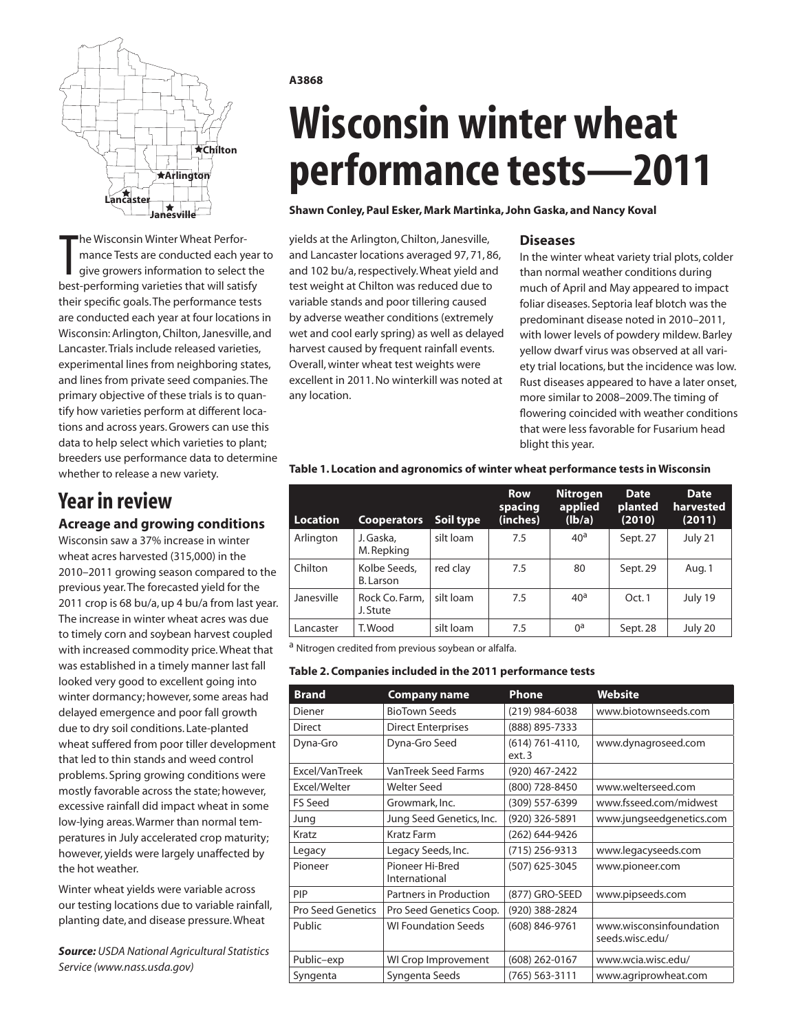A3868

# Wisconsin winter wheat performance tests—2011

**Shawn Conley, Paul Esker, Mark Martinka, John Gaska, and Nancy Koval**

The Wisconsin Winter Wheat Performance Tests are conducted each year to give growers information to select the best-performing varieties that will satisfy their specific goals. The performance tests are conducted each year at four locations in Wisconsin: Arlington, Chilton, Janesville, and Lancaster. Trials include released varieties, experimental lines from neighboring states, and lines from private seed companies. The primary objective of these trials is to quantify how varieties perform at different locations and across years. Growers can use this data to help select which varieties to plant; breeders use performance data to determine whether to release a new variety.

## Year in review

### Acreage and growing conditions

Wisconsin saw a 37% increase in winter wheat acres harvested (315,000) in the 2010–2011 growing season compared to the previous year. The forecasted yield for the 2011 crop is 68 bu/a, up 4 bu/a from last year. The increase in winter wheat acres was due to timely corn and soybean harvest coupled with increased commodity price. Wheat that was established in a timely manner last fall looked very good to excellent going into winter dormancy; however, some areas had delayed emergence and poor fall growth due to dry soil conditions. Late-planted wheat suffered from poor tiller development that led to thin stands and weed control problems. Spring growing conditions were mostly favorable across the state; however, excessive rainfall did impact wheat in some low-lying areas. Warmer than normal temperatures in July accelerated crop maturity; however, yields were largely unaffected by the hot weather.

Winter wheat yields were variable across our testing locations due to variable rainfall, planting date, and disease pressure. Wheat yields at the Arlington, Chilton, Janesville, and Lancaster locations averaged 97, 71, 86, and 102 bu/a, respectively. Wheat yield and test weight at Chilton was reduced due to variable stands and poor tillering caused by adverse weather conditions (extremely wet and cool early spring) as well as delayed harvest caused by frequent rainfall events. Overall, winter wheat test weights were excellent in 2011. No winterkill was noted at any location.

*Source: USDA National Agricultural Statistics Service (www.nass.usda.gov)*

### Diseases

In the winter wheat variety trial plots, colder than normal weather conditions during much of April and May appeared to impact foliar diseases. Septoria leaf blotch was the predominant disease noted in 2010–2011, with lower levels of powdery mildew. Barley yellow dwarf virus was observed at all variety trial locations, but the incidence was low. Rust diseases appeared to have a later onset, more similar to 2008–2009. The timing of flowering coincided with weather conditions that were less favorable for Fusarium head blight this year.

**Table 1. Location and agronomics of winter wheat performance tests in Wisconsin**

| Location | Cooperators | Soil type | Row spacing (inches) | Nitrogen applied (lb/a) | Date planted (2010) | Date harvested (2011) |
|---|---|---|---|---|---|---|
| Arlington | J. Gaska, M. Repking | silt loam | 7.5 | 40[a] | Sept. 27 | July 21 |
| Chilton | Kolbe Seeds, B. Larson | red clay | 7.5 | 80 | Sept. 29 | Aug. 1 |
| Janesville | Rock Co. Farm, J. Stute | silt loam | 7.5 | 40[a] | Oct. 1 | July 19 |
| Lancaster | T. Wood | silt loam | 7.5 | 0[a] | Sept. 28 | July 20 |

[a] Nitrogen credited from previous soybean or alfalfa.

**Table 2. Companies included in the 2011 performance tests**

| Brand | Company name | Phone | Website |
|---|---|---|---|
| Diener | BioTown Seeds | (219) 984-6038 | www.biotownseeds.com |
| Direct | Direct Enterprises | (888) 895-7333 | |
| Dyna-Gro | Dyna-Gro Seed | (614) 761-4110, ext. 3 | www.dynagroseed.com |
| Excel/VanTreek | VanTreek Seed Farms | (920) 467-2422 | |
| Excel/Welter | Welter Seed | (800) 728-8450 | www.welterseed.com |
| FS Seed | Growmark, Inc. | (309) 557-6399 | www.fsseed.com/midwest |
| Jung | Jung Seed Genetics, Inc. | (920) 326-5891 | www.jungseedgenetics.com |
| Kratz | Kratz Farm | (262) 644-9426 | |
| Legacy | Legacy Seeds, Inc. | (715) 256-9313 | www.legacyseeds.com |
| Pioneer | Pioneer Hi-Bred International | (507) 625-3045 | www.pioneer.com |
| PIP | Partners in Production | (877) GRO-SEED | www.pipseeds.com |
| Pro Seed Genetics | Pro Seed Genetics Coop. | (920) 388-2824 | |
| Public | WI Foundation Seeds | (608) 846-9761 | www.wisconsinfoundationseeds.wisc.edu/ |
| Public–exp | WI Crop Improvement | (608) 262-0167 | www.wcia.wisc.edu/ |
| Syngenta | Syngenta Seeds | (765) 563-3111 | www.agriprowheat.com |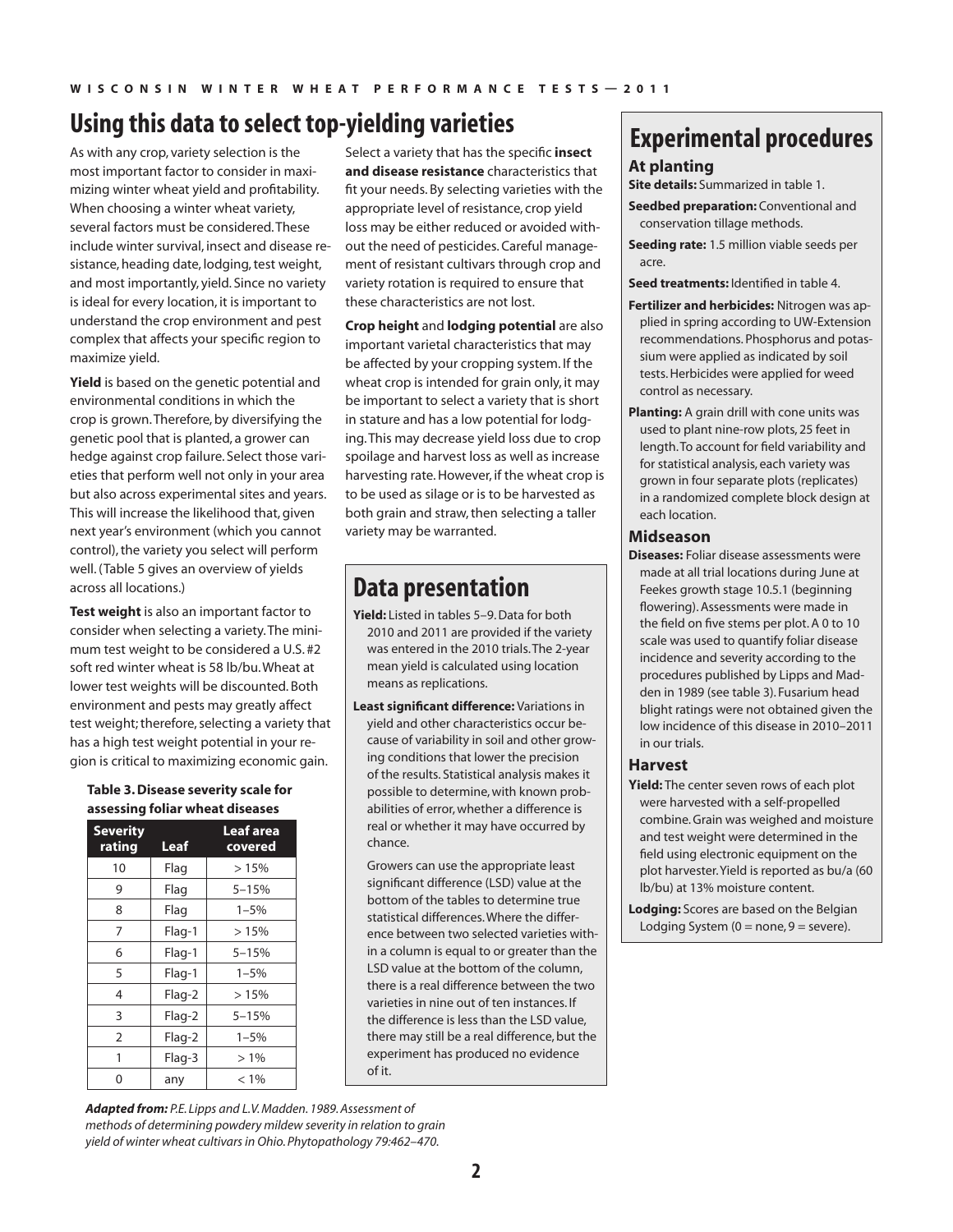# Using this data to select top-yielding varieties

As with any crop, variety selection is the most important factor to consider in maximizing winter wheat yield and profitability. When choosing a winter wheat variety, several factors must be considered. These include winter survival, insect and disease resistance, heading date, lodging, test weight, and most importantly, yield. Since no variety is ideal for every location, it is important to understand the crop environment and pest complex that affects your specific region to maximize yield.

**Yield** is based on the genetic potential and environmental conditions in which the crop is grown. Therefore, by diversifying the genetic pool that is planted, a grower can hedge against crop failure. Select those varieties that perform well not only in your area but also across experimental sites and years. This will increase the likelihood that, given next year's environment (which you cannot control), the variety you select will perform well. (Table 5 gives an overview of yields across all locations.)

**Test weight** is also an important factor to consider when selecting a variety. The minimum test weight to be considered a U.S. #2 soft red winter wheat is 58 lb/bu. Wheat at lower test weights will be discounted. Both environment and pests may greatly affect test weight; therefore, selecting a variety that has a high test weight potential in your region is critical to maximizing economic gain.

**Table 3. Disease severity scale for assessing foliar wheat diseases**

| Severity rating | Leaf | Leaf area covered |
|---|---|---|
| 10 | Flag | > 15% |
| 9 | Flag | 5–15% |
| 8 | Flag | 1–5% |
| 7 | Flag-1 | > 15% |
| 6 | Flag-1 | 5–15% |
| 5 | Flag-1 | 1–5% |
| 4 | Flag-2 | > 15% |
| 3 | Flag-2 | 5–15% |
| 2 | Flag-2 | 1–5% |
| 1 | Flag-3 | > 1% |
| 0 | any | < 1% |

***Adapted from:*** *P.E. Lipps and L.V. Madden. 1989. Assessment of methods of determining powdery mildew severity in relation to grain yield of winter wheat cultivars in Ohio. Phytopathology 79:462–470.*

Select a variety that has the specific **insect and disease resistance** characteristics that fit your needs. By selecting varieties with the appropriate level of resistance, crop yield loss may be either reduced or avoided without the need of pesticides. Careful management of resistant cultivars through crop and variety rotation is required to ensure that these characteristics are not lost.

**Crop height** and **lodging potential** are also important varietal characteristics that may be affected by your cropping system. If the wheat crop is intended for grain only, it may be important to select a variety that is short in stature and has a low potential for lodging. This may decrease yield loss due to crop spoilage and harvest loss as well as increase harvesting rate. However, if the wheat crop is to be used as silage or is to be harvested as both grain and straw, then selecting a taller variety may be warranted.

## Data presentation

**Yield:** Listed in tables 5–9. Data for both 2010 and 2011 are provided if the variety was entered in the 2010 trials. The 2-year mean yield is calculated using location means as replications.

**Least significant difference:** Variations in yield and other characteristics occur because of variability in soil and other growing conditions that lower the precision of the results. Statistical analysis makes it possible to determine, with known probabilities of error, whether a difference is real or whether it may have occurred by chance.

Growers can use the appropriate least significant difference (LSD) value at the bottom of the tables to determine true statistical differences. Where the difference between two selected varieties within a column is equal to or greater than the LSD value at the bottom of the column, there is a real difference between the two varieties in nine out of ten instances. If the difference is less than the LSD value, there may still be a real difference, but the experiment has produced no evidence of it.

## Experimental procedures

### At planting

**Site details:** Summarized in table 1.

**Seedbed preparation:** Conventional and conservation tillage methods.

**Seeding rate:** 1.5 million viable seeds per acre.

**Seed treatments:** Identified in table 4.

**Fertilizer and herbicides:** Nitrogen was applied in spring according to UW-Extension recommendations. Phosphorus and potassium were applied as indicated by soil tests. Herbicides were applied for weed control as necessary.

**Planting:** A grain drill with cone units was used to plant nine-row plots, 25 feet in length. To account for field variability and for statistical analysis, each variety was grown in four separate plots (replicates) in a randomized complete block design at each location.

### Midseason

**Diseases:** Foliar disease assessments were made at all trial locations during June at Feekes growth stage 10.5.1 (beginning flowering). Assessments were made in the field on five stems per plot. A 0 to 10 scale was used to quantify foliar disease incidence and severity according to the procedures published by Lipps and Madden in 1989 (see table 3). Fusarium head blight ratings were not obtained given the low incidence of this disease in 2010–2011 in our trials.

### Harvest

**Yield:** The center seven rows of each plot were harvested with a self-propelled combine. Grain was weighed and moisture and test weight were determined in the field using electronic equipment on the plot harvester. Yield is reported as bu/a (60 lb/bu) at 13% moisture content.

**Lodging:** Scores are based on the Belgian Lodging System (0 = none, 9 = severe).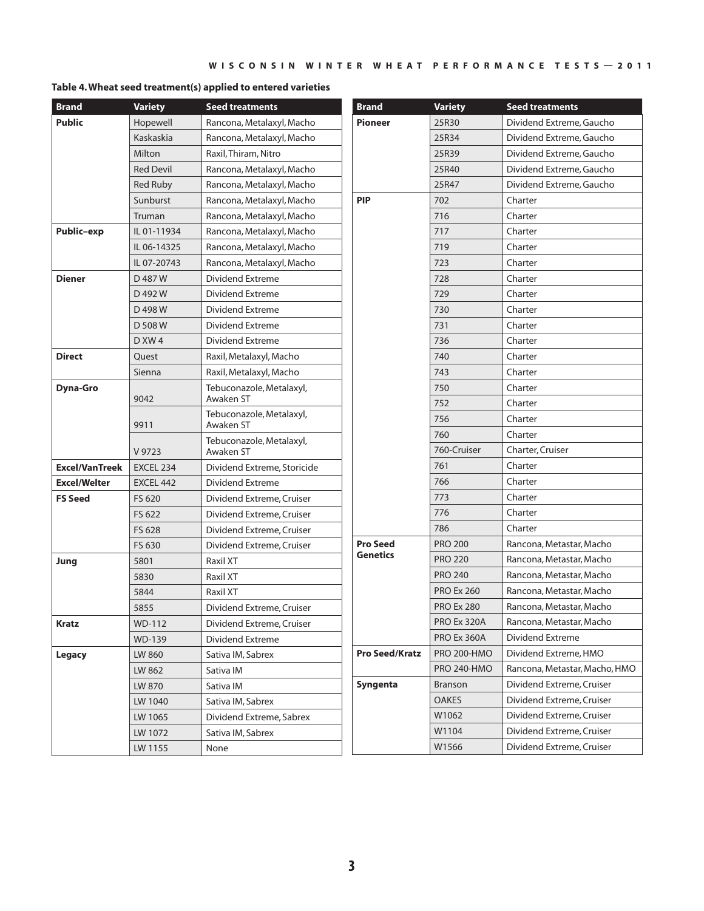**Table 4. Wheat seed treatment(s) applied to entered varieties**

| Brand | Variety | Seed treatments |
|---|---|---|
| Public | Hopewell | Rancona, Metalaxyl, Macho |
| | Kaskaskia | Rancona, Metalaxyl, Macho |
| | Milton | Raxil, Thiram, Nitro |
| | Red Devil | Rancona, Metalaxyl, Macho |
| | Red Ruby | Rancona, Metalaxyl, Macho |
| | Sunburst | Rancona, Metalaxyl, Macho |
| | Truman | Rancona, Metalaxyl, Macho |
| Public–exp | IL 01-11934 | Rancona, Metalaxyl, Macho |
| | IL 06-14325 | Rancona, Metalaxyl, Macho |
| | IL 07-20743 | Rancona, Metalaxyl, Macho |
| Diener | D 487 W | Dividend Extreme |
| | D 492 W | Dividend Extreme |
| | D 498 W | Dividend Extreme |
| | D 508 W | Dividend Extreme |
| | D XW 4 | Dividend Extreme |
| Direct | Quest | Raxil, Metalaxyl, Macho |
| | Sienna | Raxil, Metalaxyl, Macho |
| Dyna-Gro | 9042 | Tebuconazole, Metalaxyl, Awaken ST |
| | 9911 | Tebuconazole, Metalaxyl, Awaken ST |
| | V 9723 | Tebuconazole, Metalaxyl, Awaken ST |
| Excel/VanTreek | EXCEL 234 | Dividend Extreme, Storicide |
| Excel/Welter | EXCEL 442 | Dividend Extreme |
| FS Seed | FS 620 | Dividend Extreme, Cruiser |
| | FS 622 | Dividend Extreme, Cruiser |
| | FS 628 | Dividend Extreme, Cruiser |
| | FS 630 | Dividend Extreme, Cruiser |
| Jung | 5801 | Raxil XT |
| | 5830 | Raxil XT |
| | 5844 | Raxil XT |
| | 5855 | Dividend Extreme, Cruiser |
| Kratz | WD-112 | Dividend Extreme, Cruiser |
| | WD-139 | Dividend Extreme |
| Legacy | LW 860 | Sativa IM, Sabrex |
| | LW 862 | Sativa IM |
| | LW 870 | Sativa IM |
| | LW 1040 | Sativa IM, Sabrex |
| | LW 1065 | Dividend Extreme, Sabrex |
| | LW 1072 | Sativa IM, Sabrex |
| | LW 1155 | None |
| Pioneer | 25R30 | Dividend Extreme, Gaucho |
| | 25R34 | Dividend Extreme, Gaucho |
| | 25R39 | Dividend Extreme, Gaucho |
| | 25R40 | Dividend Extreme, Gaucho |
| | 25R47 | Dividend Extreme, Gaucho |
| PIP | 702 | Charter |
| | 716 | Charter |
| | 717 | Charter |
| | 719 | Charter |
| | 723 | Charter |
| | 728 | Charter |
| | 729 | Charter |
| | 730 | Charter |
| | 731 | Charter |
| | 736 | Charter |
| | 740 | Charter |
| | 743 | Charter |
| | 750 | Charter |
| | 752 | Charter |
| | 756 | Charter |
| | 760 | Charter |
| | 760-Cruiser | Charter, Cruiser |
| | 761 | Charter |
| | 766 | Charter |
| | 773 | Charter |
| | 776 | Charter |
| | 786 | Charter |
| Pro Seed Genetics | PRO 200 | Rancona, Metastar, Macho |
| | PRO 220 | Rancona, Metastar, Macho |
| | PRO 240 | Rancona, Metastar, Macho |
| | PRO Ex 260 | Rancona, Metastar, Macho |
| | PRO Ex 280 | Rancona, Metastar, Macho |
| | PRO Ex 320A | Rancona, Metastar, Macho |
| | PRO Ex 360A | Dividend Extreme |
| Pro Seed/Kratz | PRO 200-HMO | Dividend Extreme, HMO |
| | PRO 240-HMO | Rancona, Metastar, Macho, HMO |
| Syngenta | Branson | Dividend Extreme, Cruiser |
| | OAKES | Dividend Extreme, Cruiser |
| | W1062 | Dividend Extreme, Cruiser |
| | W1104 | Dividend Extreme, Cruiser |
| | W1566 | Dividend Extreme, Cruiser |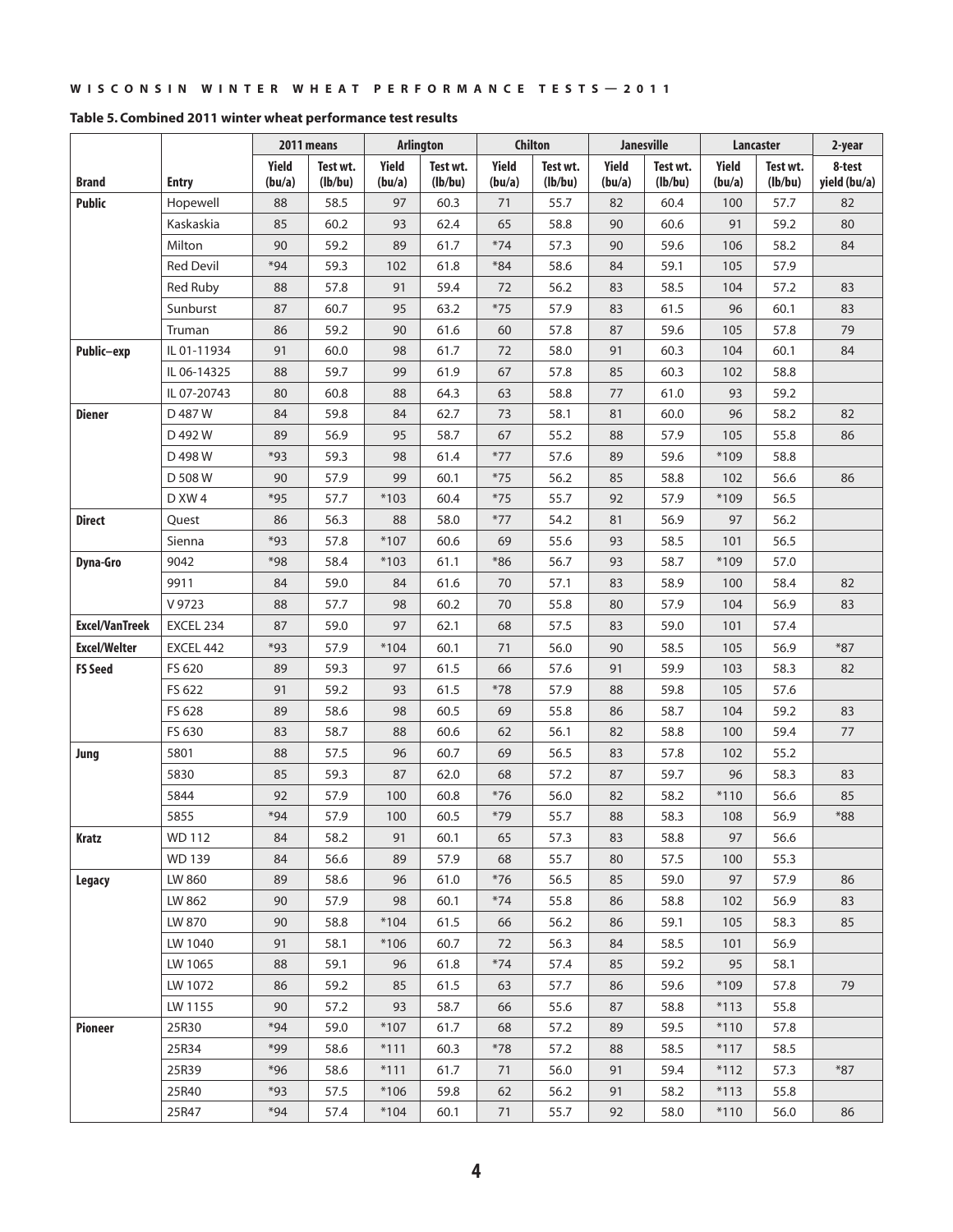**Table 5. Combined 2011 winter wheat performance test results**

| | | 2011 means | | Arlington | | Chilton | | Janesville | | Lancaster | | 2-year |
|---|---|---|---|---|---|---|---|---|---|---|---|---|
| **Brand** | **Entry** | **Yield (bu/a)** | **Test wt. (lb/bu)** | **Yield (bu/a)** | **Test wt. (lb/bu)** | **Yield (bu/a)** | **Test wt. (lb/bu)** | **Yield (bu/a)** | **Test wt. (lb/bu)** | **Yield (bu/a)** | **Test wt. (lb/bu)** | **8-test yield (bu/a)** |
| **Public** | Hopewell | 88 | 58.5 | 97 | 60.3 | 71 | 55.7 | 82 | 60.4 | 100 | 57.7 | 82 |
| | Kaskaskia | 85 | 60.2 | 93 | 62.4 | 65 | 58.8 | 90 | 60.6 | 91 | 59.2 | 80 |
| | Milton | 90 | 59.2 | 89 | 61.7 | *74 | 57.3 | 90 | 59.6 | 106 | 58.2 | 84 |
| | Red Devil | *94 | 59.3 | 102 | 61.8 | *84 | 58.6 | 84 | 59.1 | 105 | 57.9 | |
| | Red Ruby | 88 | 57.8 | 91 | 59.4 | 72 | 56.2 | 83 | 58.5 | 104 | 57.2 | 83 |
| | Sunburst | 87 | 60.7 | 95 | 63.2 | *75 | 57.9 | 83 | 61.5 | 96 | 60.1 | 83 |
| | Truman | 86 | 59.2 | 90 | 61.6 | 60 | 57.8 | 87 | 59.6 | 105 | 57.8 | 79 |
| **Public–exp** | IL 01-11934 | 91 | 60.0 | 98 | 61.7 | 72 | 58.0 | 91 | 60.3 | 104 | 60.1 | 84 |
| | IL 06-14325 | 88 | 59.7 | 99 | 61.9 | 67 | 57.8 | 85 | 60.3 | 102 | 58.8 | |
| | IL 07-20743 | 80 | 60.8 | 88 | 64.3 | 63 | 58.8 | 77 | 61.0 | 93 | 59.2 | |
| **Diener** | D 487 W | 84 | 59.8 | 84 | 62.7 | 73 | 58.1 | 81 | 60.0 | 96 | 58.2 | 82 |
| | D 492 W | 89 | 56.9 | 95 | 58.7 | 67 | 55.2 | 88 | 57.9 | 105 | 55.8 | 86 |
| | D 498 W | *93 | 59.3 | 98 | 61.4 | *77 | 57.6 | 89 | 59.6 | *109 | 58.8 | |
| | D 508 W | 90 | 57.9 | 99 | 60.1 | *75 | 56.2 | 85 | 58.8 | 102 | 56.6 | 86 |
| | D XW 4 | *95 | 57.7 | *103 | 60.4 | *75 | 55.7 | 92 | 57.9 | *109 | 56.5 | |
| **Direct** | Quest | 86 | 56.3 | 88 | 58.0 | *77 | 54.2 | 81 | 56.9 | 97 | 56.2 | |
| | Sienna | *93 | 57.8 | *107 | 60.6 | 69 | 55.6 | 93 | 58.5 | 101 | 56.5 | |
| **Dyna-Gro** | 9042 | *98 | 58.4 | *103 | 61.1 | *86 | 56.7 | 93 | 58.7 | *109 | 57.0 | |
| | 9911 | 84 | 59.0 | 84 | 61.6 | 70 | 57.1 | 83 | 58.9 | 100 | 58.4 | 82 |
| | V 9723 | 88 | 57.7 | 98 | 60.2 | 70 | 55.8 | 80 | 57.9 | 104 | 56.9 | 83 |
| **Excel/VanTreek** | EXCEL 234 | 87 | 59.0 | 97 | 62.1 | 68 | 57.5 | 83 | 59.0 | 101 | 57.4 | |
| **Excel/Welter** | EXCEL 442 | *93 | 57.9 | *104 | 60.1 | 71 | 56.0 | 90 | 58.5 | 105 | 56.9 | *87 |
| **FS Seed** | FS 620 | 89 | 59.3 | 97 | 61.5 | 66 | 57.6 | 91 | 59.9 | 103 | 58.3 | 82 |
| | FS 622 | 91 | 59.2 | 93 | 61.5 | *78 | 57.9 | 88 | 59.8 | 105 | 57.6 | |
| | FS 628 | 89 | 58.6 | 98 | 60.5 | 69 | 55.8 | 86 | 58.7 | 104 | 59.2 | 83 |
| | FS 630 | 83 | 58.7 | 88 | 60.6 | 62 | 56.1 | 82 | 58.8 | 100 | 59.4 | 77 |
| **Jung** | 5801 | 88 | 57.5 | 96 | 60.7 | 69 | 56.5 | 83 | 57.8 | 102 | 55.2 | |
| | 5830 | 85 | 59.3 | 87 | 62.0 | 68 | 57.2 | 87 | 59.7 | 96 | 58.3 | 83 |
| | 5844 | 92 | 57.9 | 100 | 60.8 | *76 | 56.0 | 82 | 58.2 | *110 | 56.6 | 85 |
| | 5855 | *94 | 57.9 | 100 | 60.5 | *79 | 55.7 | 88 | 58.3 | 108 | 56.9 | *88 |
| **Kratz** | WD 112 | 84 | 58.2 | 91 | 60.1 | 65 | 57.3 | 83 | 58.8 | 97 | 56.6 | |
| | WD 139 | 84 | 56.6 | 89 | 57.9 | 68 | 55.7 | 80 | 57.5 | 100 | 55.3 | |
| **Legacy** | LW 860 | 89 | 58.6 | 96 | 61.0 | *76 | 56.5 | 85 | 59.0 | 97 | 57.9 | 86 |
| | LW 862 | 90 | 57.9 | 98 | 60.1 | *74 | 55.8 | 86 | 58.8 | 102 | 56.9 | 83 |
| | LW 870 | 90 | 58.8 | *104 | 61.5 | 66 | 56.2 | 86 | 59.1 | 105 | 58.3 | 85 |
| | LW 1040 | 91 | 58.1 | *106 | 60.7 | 72 | 56.3 | 84 | 58.5 | 101 | 56.9 | |
| | LW 1065 | 88 | 59.1 | 96 | 61.8 | *74 | 57.4 | 85 | 59.2 | 95 | 58.1 | |
| | LW 1072 | 86 | 59.2 | 85 | 61.5 | 63 | 57.7 | 86 | 59.6 | *109 | 57.8 | 79 |
| | LW 1155 | 90 | 57.2 | 93 | 58.7 | 66 | 55.6 | 87 | 58.8 | *113 | 55.8 | |
| **Pioneer** | 25R30 | *94 | 59.0 | *107 | 61.7 | 68 | 57.2 | 89 | 59.5 | *110 | 57.8 | |
| | 25R34 | *99 | 58.6 | *111 | 60.3 | *78 | 57.2 | 88 | 58.5 | *117 | 58.5 | |
| | 25R39 | *96 | 58.6 | *111 | 61.7 | 71 | 56.0 | 91 | 59.4 | *112 | 57.3 | *87 |
| | 25R40 | *93 | 57.5 | *106 | 59.8 | 62 | 56.2 | 91 | 58.2 | *113 | 55.8 | |
| | 25R47 | *94 | 57.4 | *104 | 60.1 | 71 | 55.7 | 92 | 58.0 | *110 | 56.0 | 86 |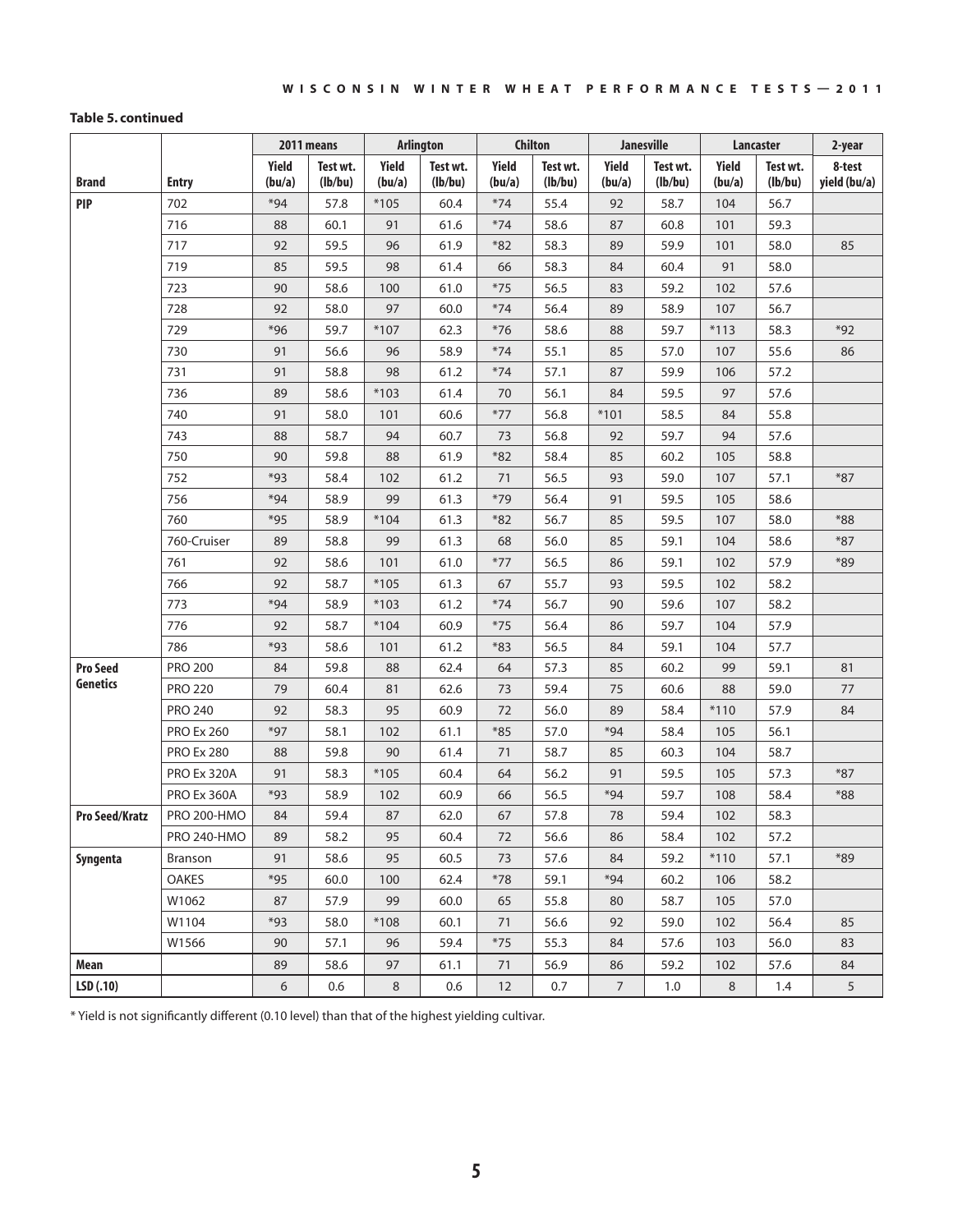**Table 5. continued**

| | | 2011 means | | Arlington | | Chilton | | Janesville | | Lancaster | | 2-year |
|---|---|---|---|---|---|---|---|---|---|---|---|---|
| Brand | Entry | Yield (bu/a) | Test wt. (lb/bu) | Yield (bu/a) | Test wt. (lb/bu) | Yield (bu/a) | Test wt. (lb/bu) | Yield (bu/a) | Test wt. (lb/bu) | Yield (bu/a) | Test wt. (lb/bu) | 8-test yield (bu/a) |
| **PIP** | 702 | *94 | 57.8 | *105 | 60.4 | *74 | 55.4 | 92 | 58.7 | 104 | 56.7 | |
| | 716 | 88 | 60.1 | 91 | 61.6 | *74 | 58.6 | 87 | 60.8 | 101 | 59.3 | |
| | 717 | 92 | 59.5 | 96 | 61.9 | *82 | 58.3 | 89 | 59.9 | 101 | 58.0 | 85 |
| | 719 | 85 | 59.5 | 98 | 61.4 | 66 | 58.3 | 84 | 60.4 | 91 | 58.0 | |
| | 723 | 90 | 58.6 | 100 | 61.0 | *75 | 56.5 | 83 | 59.2 | 102 | 57.6 | |
| | 728 | 92 | 58.0 | 97 | 60.0 | *74 | 56.4 | 89 | 58.9 | 107 | 56.7 | |
| | 729 | *96 | 59.7 | *107 | 62.3 | *76 | 58.6 | 88 | 59.7 | *113 | 58.3 | *92 |
| | 730 | 91 | 56.6 | 96 | 58.9 | *74 | 55.1 | 85 | 57.0 | 107 | 55.6 | 86 |
| | 731 | 91 | 58.8 | 98 | 61.2 | *74 | 57.1 | 87 | 59.9 | 106 | 57.2 | |
| | 736 | 89 | 58.6 | *103 | 61.4 | 70 | 56.1 | 84 | 59.5 | 97 | 57.6 | |
| | 740 | 91 | 58.0 | 101 | 60.6 | *77 | 56.8 | *101 | 58.5 | 84 | 55.8 | |
| | 743 | 88 | 58.7 | 94 | 60.7 | 73 | 56.8 | 92 | 59.7 | 94 | 57.6 | |
| | 750 | 90 | 59.8 | 88 | 61.9 | *82 | 58.4 | 85 | 60.2 | 105 | 58.8 | |
| | 752 | *93 | 58.4 | 102 | 61.2 | 71 | 56.5 | 93 | 59.0 | 107 | 57.1 | *87 |
| | 756 | *94 | 58.9 | 99 | 61.3 | *79 | 56.4 | 91 | 59.5 | 105 | 58.6 | |
| | 760 | *95 | 58.9 | *104 | 61.3 | *82 | 56.7 | 85 | 59.5 | 107 | 58.0 | *88 |
| | 760-Cruiser | 89 | 58.8 | 99 | 61.3 | 68 | 56.0 | 85 | 59.1 | 104 | 58.6 | *87 |
| | 761 | 92 | 58.6 | 101 | 61.0 | *77 | 56.5 | 86 | 59.1 | 102 | 57.9 | *89 |
| | 766 | 92 | 58.7 | *105 | 61.3 | 67 | 55.7 | 93 | 59.5 | 102 | 58.2 | |
| | 773 | *94 | 58.9 | *103 | 61.2 | *74 | 56.7 | 90 | 59.6 | 107 | 58.2 | |
| | 776 | 92 | 58.7 | *104 | 60.9 | *75 | 56.4 | 86 | 59.7 | 104 | 57.9 | |
| | 786 | *93 | 58.6 | 101 | 61.2 | *83 | 56.5 | 84 | 59.1 | 104 | 57.7 | |
| **Pro Seed Genetics** | PRO 200 | 84 | 59.8 | 88 | 62.4 | 64 | 57.3 | 85 | 60.2 | 99 | 59.1 | 81 |
| | PRO 220 | 79 | 60.4 | 81 | 62.6 | 73 | 59.4 | 75 | 60.6 | 88 | 59.0 | 77 |
| | PRO 240 | 92 | 58.3 | 95 | 60.9 | 72 | 56.0 | 89 | 58.4 | *110 | 57.9 | 84 |
| | PRO Ex 260 | *97 | 58.1 | 102 | 61.1 | *85 | 57.0 | *94 | 58.4 | 105 | 56.1 | |
| | PRO Ex 280 | 88 | 59.8 | 90 | 61.4 | 71 | 58.7 | 85 | 60.3 | 104 | 58.7 | |
| | PRO Ex 320A | 91 | 58.3 | *105 | 60.4 | 64 | 56.2 | 91 | 59.5 | 105 | 57.3 | *87 |
| | PRO Ex 360A | *93 | 58.9 | 102 | 60.9 | 66 | 56.5 | *94 | 59.7 | 108 | 58.4 | *88 |
| **Pro Seed/Kratz** | PRO 200-HMO | 84 | 59.4 | 87 | 62.0 | 67 | 57.8 | 78 | 59.4 | 102 | 58.3 | |
| | PRO 240-HMO | 89 | 58.2 | 95 | 60.4 | 72 | 56.6 | 86 | 58.4 | 102 | 57.2 | |
| **Syngenta** | Branson | 91 | 58.6 | 95 | 60.5 | 73 | 57.6 | 84 | 59.2 | *110 | 57.1 | *89 |
| | OAKES | *95 | 60.0 | 100 | 62.4 | *78 | 59.1 | *94 | 60.2 | 106 | 58.2 | |
| | W1062 | 87 | 57.9 | 99 | 60.0 | 65 | 55.8 | 80 | 58.7 | 105 | 57.0 | |
| | W1104 | *93 | 58.0 | *108 | 60.1 | 71 | 56.6 | 92 | 59.0 | 102 | 56.4 | 85 |
| | W1566 | 90 | 57.1 | 96 | 59.4 | *75 | 55.3 | 84 | 57.6 | 103 | 56.0 | 83 |
| **Mean** | | 89 | 58.6 | 97 | 61.1 | 71 | 56.9 | 86 | 59.2 | 102 | 57.6 | 84 |
| **LSD (.10)** | | 6 | 0.6 | 8 | 0.6 | 12 | 0.7 | 7 | 1.0 | 8 | 1.4 | 5 |

* Yield is not significantly different (0.10 level) than that of the highest yielding cultivar.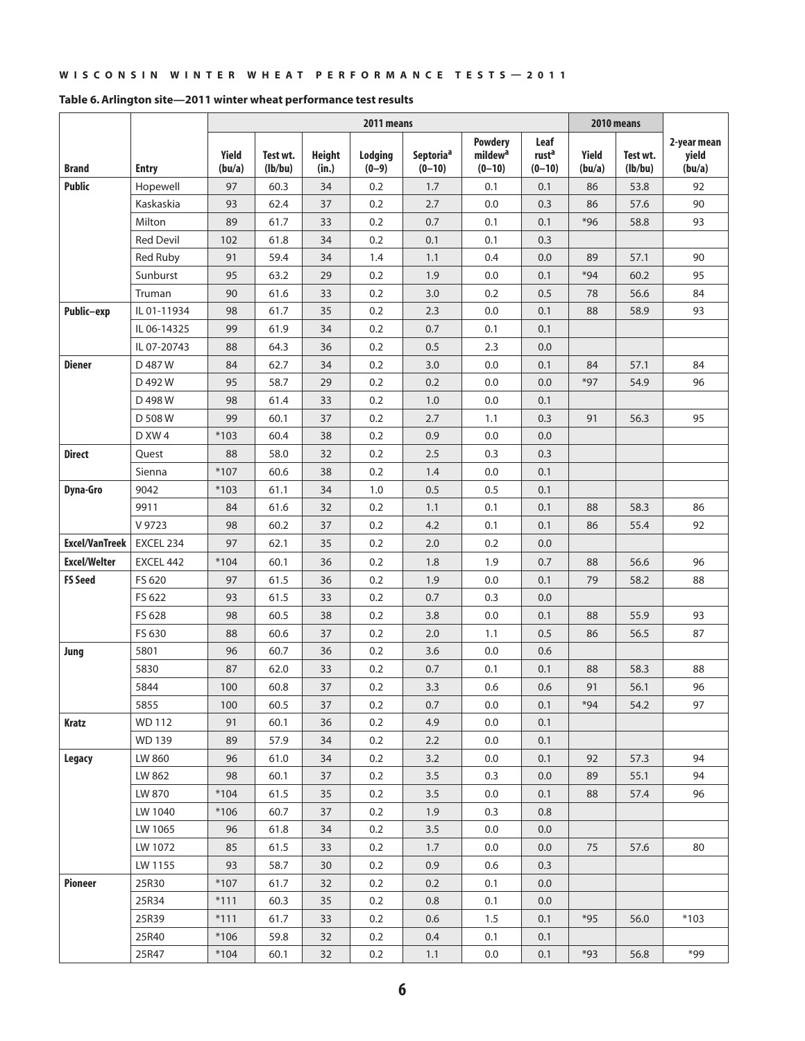**Table 6. Arlington site—2011 winter wheat performance test results**

| Brand | Entry | 2011 means | | | | | | | 2010 means | | 2-year mean yield (bu/a) |
|---|---|---|---|---|---|---|---|---|---|---|---|
| | | Yield (bu/a) | Test wt. (lb/bu) | Height (in.) | Lodging (0–9) | Septoria[a] (0–10) | Powdery mildew[a] (0–10) | Leaf rust[a] (0–10) | Yield (bu/a) | Test wt. (lb/bu) | |
| **Public** | Hopewell | 97 | 60.3 | 34 | 0.2 | 1.7 | 0.1 | 0.1 | 86 | 53.8 | 92 |
| | Kaskaskia | 93 | 62.4 | 37 | 0.2 | 2.7 | 0.0 | 0.3 | 86 | 57.6 | 90 |
| | Milton | 89 | 61.7 | 33 | 0.2 | 0.7 | 0.1 | 0.1 | *96 | 58.8 | 93 |
| | Red Devil | 102 | 61.8 | 34 | 0.2 | 0.1 | 0.1 | 0.3 | | | |
| | Red Ruby | 91 | 59.4 | 34 | 1.4 | 1.1 | 0.4 | 0.0 | 89 | 57.1 | 90 |
| | Sunburst | 95 | 63.2 | 29 | 0.2 | 1.9 | 0.0 | 0.1 | *94 | 60.2 | 95 |
| | Truman | 90 | 61.6 | 33 | 0.2 | 3.0 | 0.2 | 0.5 | 78 | 56.6 | 84 |
| **Public–exp** | IL 01-11934 | 98 | 61.7 | 35 | 0.2 | 2.3 | 0.0 | 0.1 | 88 | 58.9 | 93 |
| | IL 06-14325 | 99 | 61.9 | 34 | 0.2 | 0.7 | 0.1 | 0.1 | | | |
| | IL 07-20743 | 88 | 64.3 | 36 | 0.2 | 0.5 | 2.3 | 0.0 | | | |
| **Diener** | D 487 W | 84 | 62.7 | 34 | 0.2 | 3.0 | 0.0 | 0.1 | 84 | 57.1 | 84 |
| | D 492 W | 95 | 58.7 | 29 | 0.2 | 0.2 | 0.0 | 0.0 | *97 | 54.9 | 96 |
| | D 498 W | 98 | 61.4 | 33 | 0.2 | 1.0 | 0.0 | 0.1 | | | |
| | D 508 W | 99 | 60.1 | 37 | 0.2 | 2.7 | 1.1 | 0.3 | 91 | 56.3 | 95 |
| | D XW 4 | *103 | 60.4 | 38 | 0.2 | 0.9 | 0.0 | 0.0 | | | |
| **Direct** | Quest | 88 | 58.0 | 32 | 0.2 | 2.5 | 0.3 | 0.3 | | | |
| | Sienna | *107 | 60.6 | 38 | 0.2 | 1.4 | 0.0 | 0.1 | | | |
| **Dyna-Gro** | 9042 | *103 | 61.1 | 34 | 1.0 | 0.5 | 0.5 | 0.1 | | | |
| | 9911 | 84 | 61.6 | 32 | 0.2 | 1.1 | 0.1 | 0.1 | 88 | 58.3 | 86 |
| | V 9723 | 98 | 60.2 | 37 | 0.2 | 4.2 | 0.1 | 0.1 | 86 | 55.4 | 92 |
| **Excel/VanTreek** | EXCEL 234 | 97 | 62.1 | 35 | 0.2 | 2.0 | 0.2 | 0.0 | | | |
| **Excel/Welter** | EXCEL 442 | *104 | 60.1 | 36 | 0.2 | 1.8 | 1.9 | 0.7 | 88 | 56.6 | 96 |
| **FS Seed** | FS 620 | 97 | 61.5 | 36 | 0.2 | 1.9 | 0.0 | 0.1 | 79 | 58.2 | 88 |
| | FS 622 | 93 | 61.5 | 33 | 0.2 | 0.7 | 0.3 | 0.0 | | | |
| | FS 628 | 98 | 60.5 | 38 | 0.2 | 3.8 | 0.0 | 0.1 | 88 | 55.9 | 93 |
| | FS 630 | 88 | 60.6 | 37 | 0.2 | 2.0 | 1.1 | 0.5 | 86 | 56.5 | 87 |
| **Jung** | 5801 | 96 | 60.7 | 36 | 0.2 | 3.6 | 0.0 | 0.6 | | | |
| | 5830 | 87 | 62.0 | 33 | 0.2 | 0.7 | 0.1 | 0.1 | 88 | 58.3 | 88 |
| | 5844 | 100 | 60.8 | 37 | 0.2 | 3.3 | 0.6 | 0.6 | 91 | 56.1 | 96 |
| | 5855 | 100 | 60.5 | 37 | 0.2 | 0.7 | 0.0 | 0.1 | *94 | 54.2 | 97 |
| **Kratz** | WD 112 | 91 | 60.1 | 36 | 0.2 | 4.9 | 0.0 | 0.1 | | | |
| | WD 139 | 89 | 57.9 | 34 | 0.2 | 2.2 | 0.0 | 0.1 | | | |
| **Legacy** | LW 860 | 96 | 61.0 | 34 | 0.2 | 3.2 | 0.0 | 0.1 | 92 | 57.3 | 94 |
| | LW 862 | 98 | 60.1 | 37 | 0.2 | 3.5 | 0.3 | 0.0 | 89 | 55.1 | 94 |
| | LW 870 | *104 | 61.5 | 35 | 0.2 | 3.5 | 0.0 | 0.1 | 88 | 57.4 | 96 |
| | LW 1040 | *106 | 60.7 | 37 | 0.2 | 1.9 | 0.3 | 0.8 | | | |
| | LW 1065 | 96 | 61.8 | 34 | 0.2 | 3.5 | 0.0 | 0.0 | | | |
| | LW 1072 | 85 | 61.5 | 33 | 0.2 | 1.7 | 0.0 | 0.0 | 75 | 57.6 | 80 |
| | LW 1155 | 93 | 58.7 | 30 | 0.2 | 0.9 | 0.6 | 0.3 | | | |
| **Pioneer** | 25R30 | *107 | 61.7 | 32 | 0.2 | 0.2 | 0.1 | 0.0 | | | |
| | 25R34 | *111 | 60.3 | 35 | 0.2 | 0.8 | 0.1 | 0.0 | | | |
| | 25R39 | *111 | 61.7 | 33 | 0.2 | 0.6 | 1.5 | 0.1 | *95 | 56.0 | *103 |
| | 25R40 | *106 | 59.8 | 32 | 0.2 | 0.4 | 0.1 | 0.1 | | | |
| | 25R47 | *104 | 60.1 | 32 | 0.2 | 1.1 | 0.0 | 0.1 | *93 | 56.8 | *99 |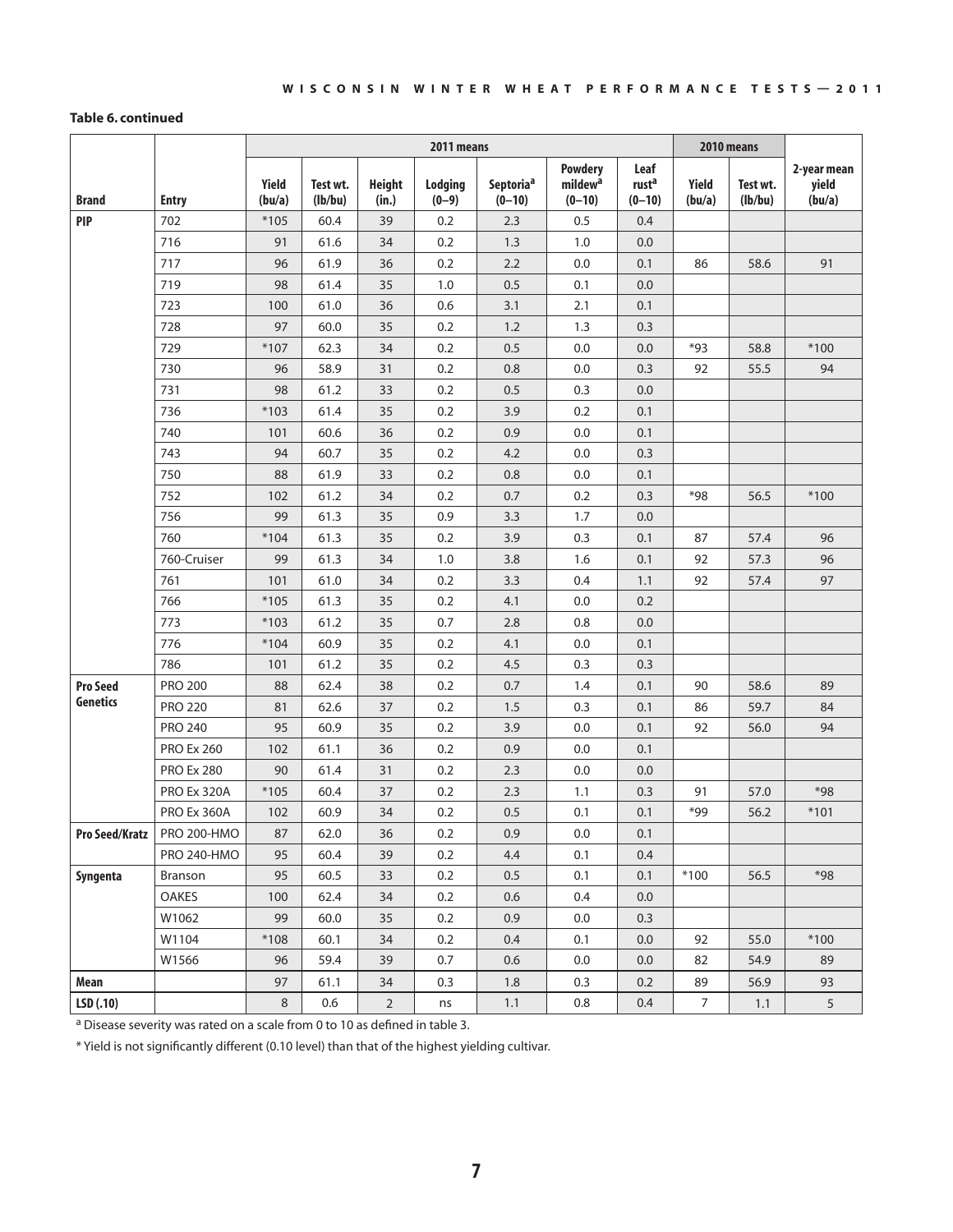**Table 6. continued**

| | | 2011 means | | | | | | | 2010 means | | |
|---|---|---|---|---|---|---|---|---|---|---|---|
| Brand | Entry | Yield (bu/a) | Test wt. (lb/bu) | Height (in.) | Lodging (0–9) | Septoria[a] (0–10) | Powdery mildew[a] (0–10) | Leaf rust[a] (0–10) | Yield (bu/a) | Test wt. (lb/bu) | 2-year mean yield (bu/a) |
| PIP | 702 | *105 | 60.4 | 39 | 0.2 | 2.3 | 0.5 | 0.4 | | | |
| | 716 | 91 | 61.6 | 34 | 0.2 | 1.3 | 1.0 | 0.0 | | | |
| | 717 | 96 | 61.9 | 36 | 0.2 | 2.2 | 0.0 | 0.1 | 86 | 58.6 | 91 |
| | 719 | 98 | 61.4 | 35 | 1.0 | 0.5 | 0.1 | 0.0 | | | |
| | 723 | 100 | 61.0 | 36 | 0.6 | 3.1 | 2.1 | 0.1 | | | |
| | 728 | 97 | 60.0 | 35 | 0.2 | 1.2 | 1.3 | 0.3 | | | |
| | 729 | *107 | 62.3 | 34 | 0.2 | 0.5 | 0.0 | 0.0 | *93 | 58.8 | *100 |
| | 730 | 96 | 58.9 | 31 | 0.2 | 0.8 | 0.0 | 0.3 | 92 | 55.5 | 94 |
| | 731 | 98 | 61.2 | 33 | 0.2 | 0.5 | 0.3 | 0.0 | | | |
| | 736 | *103 | 61.4 | 35 | 0.2 | 3.9 | 0.2 | 0.1 | | | |
| | 740 | 101 | 60.6 | 36 | 0.2 | 0.9 | 0.0 | 0.1 | | | |
| | 743 | 94 | 60.7 | 35 | 0.2 | 4.2 | 0.0 | 0.3 | | | |
| | 750 | 88 | 61.9 | 33 | 0.2 | 0.8 | 0.0 | 0.1 | | | |
| | 752 | 102 | 61.2 | 34 | 0.2 | 0.7 | 0.2 | 0.3 | *98 | 56.5 | *100 |
| | 756 | 99 | 61.3 | 35 | 0.9 | 3.3 | 1.7 | 0.0 | | | |
| | 760 | *104 | 61.3 | 35 | 0.2 | 3.9 | 0.3 | 0.1 | 87 | 57.4 | 96 |
| | 760-Cruiser | 99 | 61.3 | 34 | 1.0 | 3.8 | 1.6 | 0.1 | 92 | 57.3 | 96 |
| | 761 | 101 | 61.0 | 34 | 0.2 | 3.3 | 0.4 | 1.1 | 92 | 57.4 | 97 |
| | 766 | *105 | 61.3 | 35 | 0.2 | 4.1 | 0.0 | 0.2 | | | |
| | 773 | *103 | 61.2 | 35 | 0.7 | 2.8 | 0.8 | 0.0 | | | |
| | 776 | *104 | 60.9 | 35 | 0.2 | 4.1 | 0.0 | 0.1 | | | |
| | 786 | 101 | 61.2 | 35 | 0.2 | 4.5 | 0.3 | 0.3 | | | |
| Pro Seed Genetics | PRO 200 | 88 | 62.4 | 38 | 0.2 | 0.7 | 1.4 | 0.1 | 90 | 58.6 | 89 |
| | PRO 220 | 81 | 62.6 | 37 | 0.2 | 1.5 | 0.3 | 0.1 | 86 | 59.7 | 84 |
| | PRO 240 | 95 | 60.9 | 35 | 0.2 | 3.9 | 0.0 | 0.1 | 92 | 56.0 | 94 |
| | PRO Ex 260 | 102 | 61.1 | 36 | 0.2 | 0.9 | 0.0 | 0.1 | | | |
| | PRO Ex 280 | 90 | 61.4 | 31 | 0.2 | 2.3 | 0.0 | 0.0 | | | |
| | PRO Ex 320A | *105 | 60.4 | 37 | 0.2 | 2.3 | 1.1 | 0.3 | 91 | 57.0 | *98 |
| | PRO Ex 360A | 102 | 60.9 | 34 | 0.2 | 0.5 | 0.1 | 0.1 | *99 | 56.2 | *101 |
| Pro Seed/Kratz | PRO 200-HMO | 87 | 62.0 | 36 | 0.2 | 0.9 | 0.0 | 0.1 | | | |
| | PRO 240-HMO | 95 | 60.4 | 39 | 0.2 | 4.4 | 0.1 | 0.4 | | | |
| Syngenta | Branson | 95 | 60.5 | 33 | 0.2 | 0.5 | 0.1 | 0.1 | *100 | 56.5 | *98 |
| | OAKES | 100 | 62.4 | 34 | 0.2 | 0.6 | 0.4 | 0.0 | | | |
| | W1062 | 99 | 60.0 | 35 | 0.2 | 0.9 | 0.0 | 0.3 | | | |
| | W1104 | *108 | 60.1 | 34 | 0.2 | 0.4 | 0.1 | 0.0 | 92 | 55.0 | *100 |
| | W1566 | 96 | 59.4 | 39 | 0.7 | 0.6 | 0.0 | 0.0 | 82 | 54.9 | 89 |
| Mean | | 97 | 61.1 | 34 | 0.3 | 1.8 | 0.3 | 0.2 | 89 | 56.9 | 93 |
| LSD (.10) | | 8 | 0.6 | 2 | ns | 1.1 | 0.8 | 0.4 | 7 | 1.1 | 5 |

[a] Disease severity was rated on a scale from 0 to 10 as defined in table 3.

* Yield is not significantly different (0.10 level) than that of the highest yielding cultivar.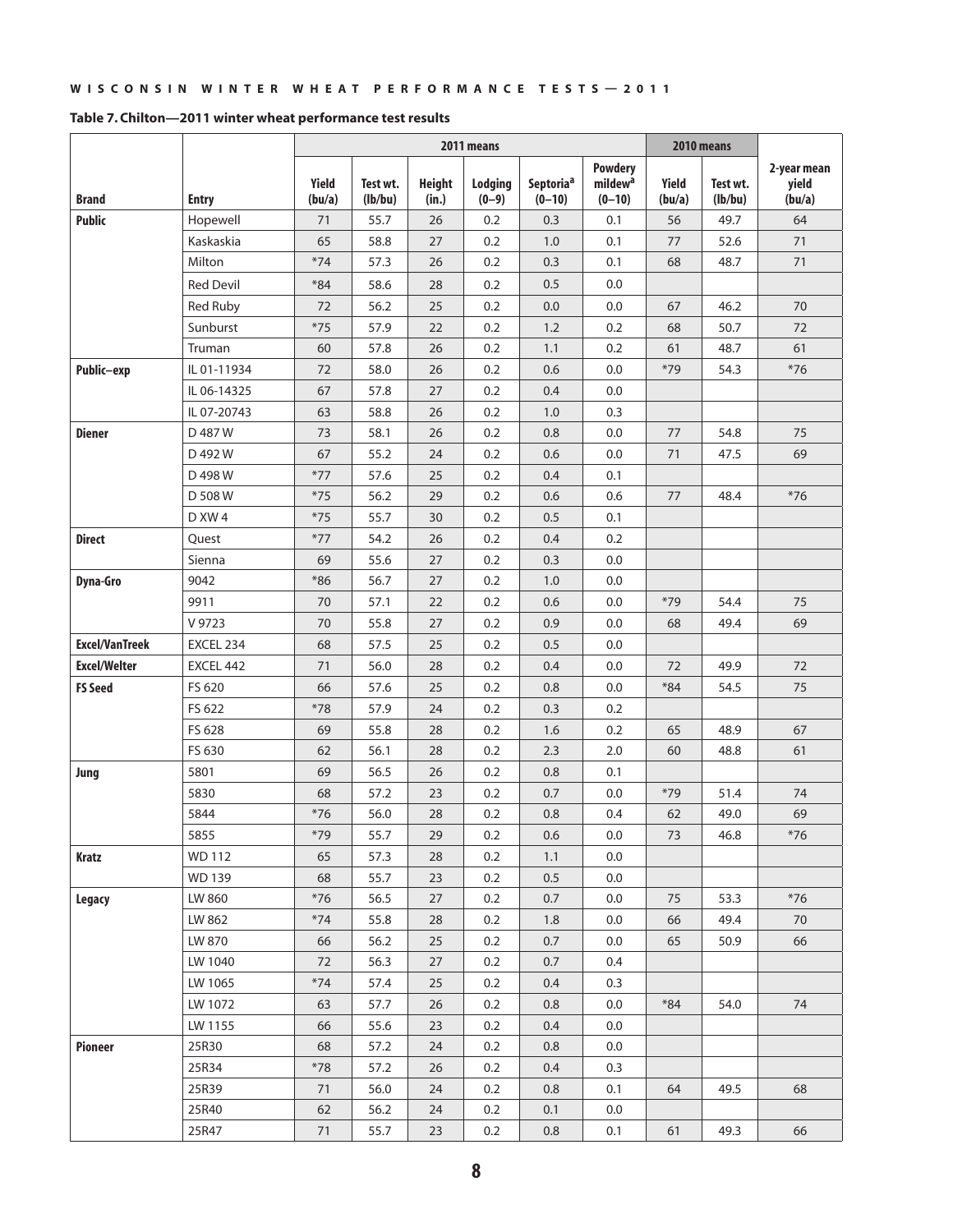**Table 7. Chilton—2011 winter wheat performance test results**

| | | 2011 means | | | | | | 2010 means | | |
|---|---|---|---|---|---|---|---|---|---|---|
| Brand | Entry | Yield (bu/a) | Test wt. (lb/bu) | Height (in.) | Lodging (0–9) | Septoria[a] (0–10) | Powdery mildew[a] (0–10) | Yield (bu/a) | Test wt. (lb/bu) | 2-year mean yield (bu/a) |
| Public | Hopewell | 71 | 55.7 | 26 | 0.2 | 0.3 | 0.1 | 56 | 49.7 | 64 |
| | Kaskaskia | 65 | 58.8 | 27 | 0.2 | 1.0 | 0.1 | 77 | 52.6 | 71 |
| | Milton | *74 | 57.3 | 26 | 0.2 | 0.3 | 0.1 | 68 | 48.7 | 71 |
| | Red Devil | *84 | 58.6 | 28 | 0.2 | 0.5 | 0.0 | | | |
| | Red Ruby | 72 | 56.2 | 25 | 0.2 | 0.0 | 0.0 | 67 | 46.2 | 70 |
| | Sunburst | *75 | 57.9 | 22 | 0.2 | 1.2 | 0.2 | 68 | 50.7 | 72 |
| | Truman | 60 | 57.8 | 26 | 0.2 | 1.1 | 0.2 | 61 | 48.7 | 61 |
| Public–exp | IL 01-11934 | 72 | 58.0 | 26 | 0.2 | 0.6 | 0.0 | *79 | 54.3 | *76 |
| | IL 06-14325 | 67 | 57.8 | 27 | 0.2 | 0.4 | 0.0 | | | |
| | IL 07-20743 | 63 | 58.8 | 26 | 0.2 | 1.0 | 0.3 | | | |
| Diener | D 487 W | 73 | 58.1 | 26 | 0.2 | 0.8 | 0.0 | 77 | 54.8 | 75 |
| | D 492 W | 67 | 55.2 | 24 | 0.2 | 0.6 | 0.0 | 71 | 47.5 | 69 |
| | D 498 W | *77 | 57.6 | 25 | 0.2 | 0.4 | 0.1 | | | |
| | D 508 W | *75 | 56.2 | 29 | 0.2 | 0.6 | 0.6 | 77 | 48.4 | *76 |
| | D XW 4 | *75 | 55.7 | 30 | 0.2 | 0.5 | 0.1 | | | |
| Direct | Quest | *77 | 54.2 | 26 | 0.2 | 0.4 | 0.2 | | | |
| | Sienna | 69 | 55.6 | 27 | 0.2 | 0.3 | 0.0 | | | |
| Dyna-Gro | 9042 | *86 | 56.7 | 27 | 0.2 | 1.0 | 0.0 | | | |
| | 9911 | 70 | 57.1 | 22 | 0.2 | 0.6 | 0.0 | *79 | 54.4 | 75 |
| | V 9723 | 70 | 55.8 | 27 | 0.2 | 0.9 | 0.0 | 68 | 49.4 | 69 |
| Excel/VanTreek | EXCEL 234 | 68 | 57.5 | 25 | 0.2 | 0.5 | 0.0 | | | |
| Excel/Welter | EXCEL 442 | 71 | 56.0 | 28 | 0.2 | 0.4 | 0.0 | 72 | 49.9 | 72 |
| FS Seed | FS 620 | 66 | 57.6 | 25 | 0.2 | 0.8 | 0.0 | *84 | 54.5 | 75 |
| | FS 622 | *78 | 57.9 | 24 | 0.2 | 0.3 | 0.2 | | | |
| | FS 628 | 69 | 55.8 | 28 | 0.2 | 1.6 | 0.2 | 65 | 48.9 | 67 |
| | FS 630 | 62 | 56.1 | 28 | 0.2 | 2.3 | 2.0 | 60 | 48.8 | 61 |
| Jung | 5801 | 69 | 56.5 | 26 | 0.2 | 0.8 | 0.1 | | | |
| | 5830 | 68 | 57.2 | 23 | 0.2 | 0.7 | 0.0 | *79 | 51.4 | 74 |
| | 5844 | *76 | 56.0 | 28 | 0.2 | 0.8 | 0.4 | 62 | 49.0 | 69 |
| | 5855 | *79 | 55.7 | 29 | 0.2 | 0.6 | 0.0 | 73 | 46.8 | *76 |
| Kratz | WD 112 | 65 | 57.3 | 28 | 0.2 | 1.1 | 0.0 | | | |
| | WD 139 | 68 | 55.7 | 23 | 0.2 | 0.5 | 0.0 | | | |
| Legacy | LW 860 | *76 | 56.5 | 27 | 0.2 | 0.7 | 0.0 | 75 | 53.3 | *76 |
| | LW 862 | *74 | 55.8 | 28 | 0.2 | 1.8 | 0.0 | 66 | 49.4 | 70 |
| | LW 870 | 66 | 56.2 | 25 | 0.2 | 0.7 | 0.0 | 65 | 50.9 | 66 |
| | LW 1040 | 72 | 56.3 | 27 | 0.2 | 0.7 | 0.4 | | | |
| | LW 1065 | *74 | 57.4 | 25 | 0.2 | 0.4 | 0.3 | | | |
| | LW 1072 | 63 | 57.7 | 26 | 0.2 | 0.8 | 0.0 | *84 | 54.0 | 74 |
| | LW 1155 | 66 | 55.6 | 23 | 0.2 | 0.4 | 0.0 | | | |
| Pioneer | 25R30 | 68 | 57.2 | 24 | 0.2 | 0.8 | 0.0 | | | |
| | 25R34 | *78 | 57.2 | 26 | 0.2 | 0.4 | 0.3 | | | |
| | 25R39 | 71 | 56.0 | 24 | 0.2 | 0.8 | 0.1 | 64 | 49.5 | 68 |
| | 25R40 | 62 | 56.2 | 24 | 0.2 | 0.1 | 0.0 | | | |
| | 25R47 | 71 | 55.7 | 23 | 0.2 | 0.8 | 0.1 | 61 | 49.3 | 66 |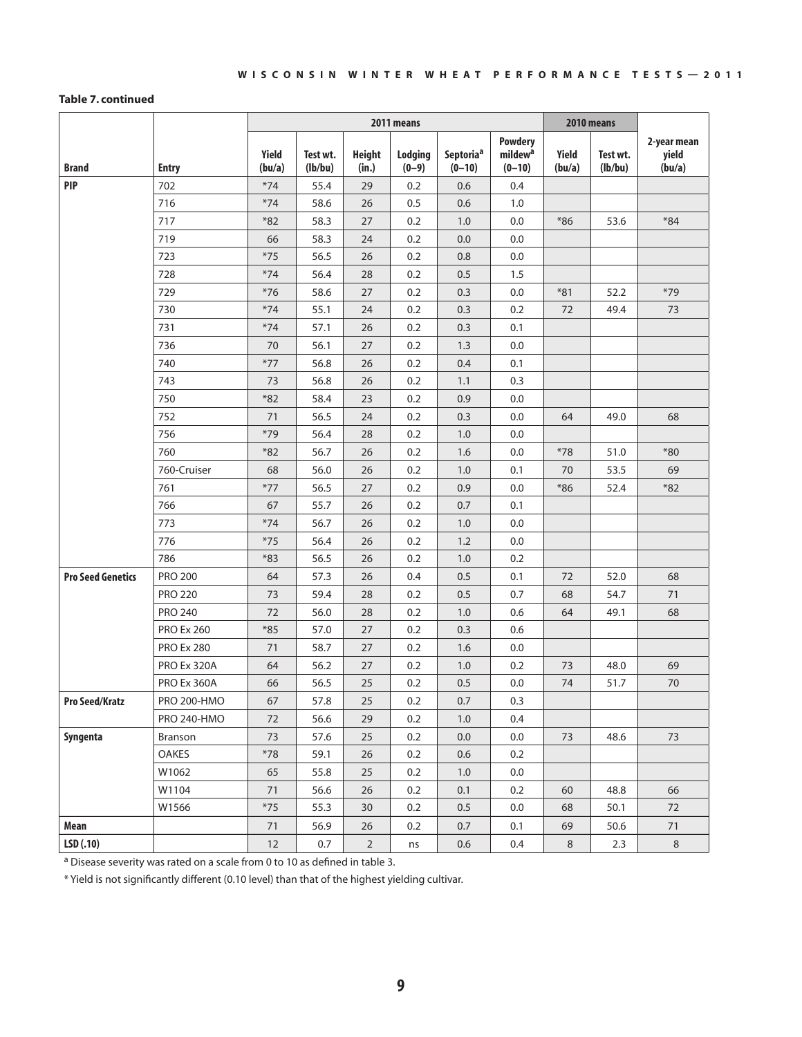**Table 7. continued**

| | | 2011 means | | | | | | 2010 means | | |
|---|---|---|---|---|---|---|---|---|---|---|
| Brand | Entry | Yield (bu/a) | Test wt. (lb/bu) | Height (in.) | Lodging (0–9) | Septoria[a] (0–10) | Powdery mildew[a] (0–10) | Yield (bu/a) | Test wt. (lb/bu) | 2-year mean yield (bu/a) |
| PIP | 702 | *74 | 55.4 | 29 | 0.2 | 0.6 | 0.4 | | | |
| | 716 | *74 | 58.6 | 26 | 0.5 | 0.6 | 1.0 | | | |
| | 717 | *82 | 58.3 | 27 | 0.2 | 1.0 | 0.0 | *86 | 53.6 | *84 |
| | 719 | 66 | 58.3 | 24 | 0.2 | 0.0 | 0.0 | | | |
| | 723 | *75 | 56.5 | 26 | 0.2 | 0.8 | 0.0 | | | |
| | 728 | *74 | 56.4 | 28 | 0.2 | 0.5 | 1.5 | | | |
| | 729 | *76 | 58.6 | 27 | 0.2 | 0.3 | 0.0 | *81 | 52.2 | *79 |
| | 730 | *74 | 55.1 | 24 | 0.2 | 0.3 | 0.2 | 72 | 49.4 | 73 |
| | 731 | *74 | 57.1 | 26 | 0.2 | 0.3 | 0.1 | | | |
| | 736 | 70 | 56.1 | 27 | 0.2 | 1.3 | 0.0 | | | |
| | 740 | *77 | 56.8 | 26 | 0.2 | 0.4 | 0.1 | | | |
| | 743 | 73 | 56.8 | 26 | 0.2 | 1.1 | 0.3 | | | |
| | 750 | *82 | 58.4 | 23 | 0.2 | 0.9 | 0.0 | | | |
| | 752 | 71 | 56.5 | 24 | 0.2 | 0.3 | 0.0 | 64 | 49.0 | 68 |
| | 756 | *79 | 56.4 | 28 | 0.2 | 1.0 | 0.0 | | | |
| | 760 | *82 | 56.7 | 26 | 0.2 | 1.6 | 0.0 | *78 | 51.0 | *80 |
| | 760-Cruiser | 68 | 56.0 | 26 | 0.2 | 1.0 | 0.1 | 70 | 53.5 | 69 |
| | 761 | *77 | 56.5 | 27 | 0.2 | 0.9 | 0.0 | *86 | 52.4 | *82 |
| | 766 | 67 | 55.7 | 26 | 0.2 | 0.7 | 0.1 | | | |
| | 773 | *74 | 56.7 | 26 | 0.2 | 1.0 | 0.0 | | | |
| | 776 | *75 | 56.4 | 26 | 0.2 | 1.2 | 0.0 | | | |
| | 786 | *83 | 56.5 | 26 | 0.2 | 1.0 | 0.2 | | | |
| Pro Seed Genetics | PRO 200 | 64 | 57.3 | 26 | 0.4 | 0.5 | 0.1 | 72 | 52.0 | 68 |
| | PRO 220 | 73 | 59.4 | 28 | 0.2 | 0.5 | 0.7 | 68 | 54.7 | 71 |
| | PRO 240 | 72 | 56.0 | 28 | 0.2 | 1.0 | 0.6 | 64 | 49.1 | 68 |
| | PRO Ex 260 | *85 | 57.0 | 27 | 0.2 | 0.3 | 0.6 | | | |
| | PRO Ex 280 | 71 | 58.7 | 27 | 0.2 | 1.6 | 0.0 | | | |
| | PRO Ex 320A | 64 | 56.2 | 27 | 0.2 | 1.0 | 0.2 | 73 | 48.0 | 69 |
| | PRO Ex 360A | 66 | 56.5 | 25 | 0.2 | 0.5 | 0.0 | 74 | 51.7 | 70 |
| Pro Seed/Kratz | PRO 200-HMO | 67 | 57.8 | 25 | 0.2 | 0.7 | 0.3 | | | |
| | PRO 240-HMO | 72 | 56.6 | 29 | 0.2 | 1.0 | 0.4 | | | |
| Syngenta | Branson | 73 | 57.6 | 25 | 0.2 | 0.0 | 0.0 | 73 | 48.6 | 73 |
| | OAKES | *78 | 59.1 | 26 | 0.2 | 0.6 | 0.2 | | | |
| | W1062 | 65 | 55.8 | 25 | 0.2 | 1.0 | 0.0 | | | |
| | W1104 | 71 | 56.6 | 26 | 0.2 | 0.1 | 0.2 | 60 | 48.8 | 66 |
| | W1566 | *75 | 55.3 | 30 | 0.2 | 0.5 | 0.0 | 68 | 50.1 | 72 |
| Mean | | 71 | 56.9 | 26 | 0.2 | 0.7 | 0.1 | 69 | 50.6 | 71 |
| LSD (.10) | | 12 | 0.7 | 2 | ns | 0.6 | 0.4 | 8 | 2.3 | 8 |

[a] Disease severity was rated on a scale from 0 to 10 as defined in table 3.

* Yield is not significantly different (0.10 level) than that of the highest yielding cultivar.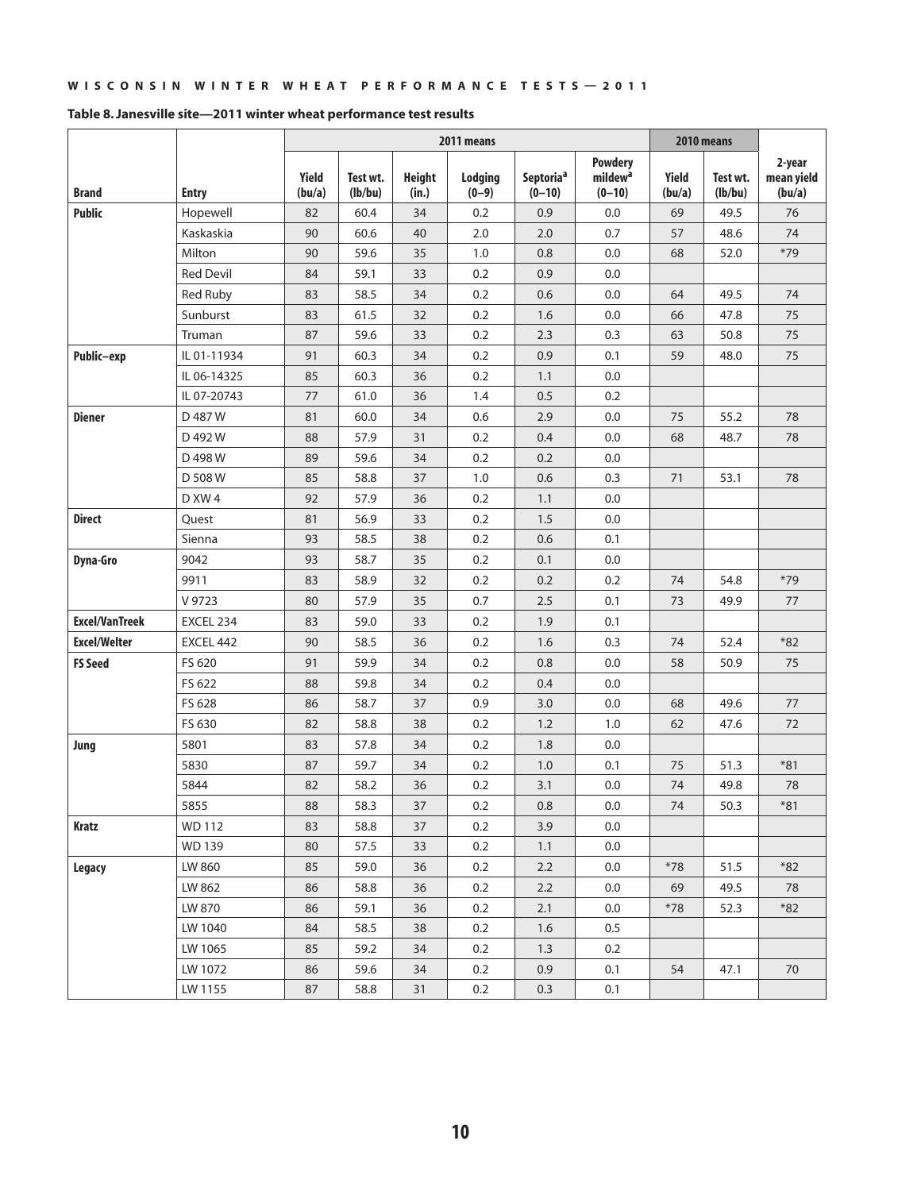**Table 8. Janesville site—2011 winter wheat performance test results**

| Brand | Entry | 2011 means | | | | | | 2010 means | | 2-year mean yield (bu/a) |
|---|---|---|---|---|---|---|---|---|---|---|
| | | Yield (bu/a) | Test wt. (lb/bu) | Height (in.) | Lodging (0–9) | Septoria[a] (0–10) | Powdery mildew[a] (0–10) | Yield (bu/a) | Test wt. (lb/bu) | |
| **Public** | Hopewell | 82 | 60.4 | 34 | 0.2 | 0.9 | 0.0 | 69 | 49.5 | 76 |
| | Kaskaskia | 90 | 60.6 | 40 | 2.0 | 2.0 | 0.7 | 57 | 48.6 | 74 |
| | Milton | 90 | 59.6 | 35 | 1.0 | 0.8 | 0.0 | 68 | 52.0 | *79 |
| | Red Devil | 84 | 59.1 | 33 | 0.2 | 0.9 | 0.0 | | | |
| | Red Ruby | 83 | 58.5 | 34 | 0.2 | 0.6 | 0.0 | 64 | 49.5 | 74 |
| | Sunburst | 83 | 61.5 | 32 | 0.2 | 1.6 | 0.0 | 66 | 47.8 | 75 |
| | Truman | 87 | 59.6 | 33 | 0.2 | 2.3 | 0.3 | 63 | 50.8 | 75 |
| **Public–exp** | IL 01-11934 | 91 | 60.3 | 34 | 0.2 | 0.9 | 0.1 | 59 | 48.0 | 75 |
| | IL 06-14325 | 85 | 60.3 | 36 | 0.2 | 1.1 | 0.0 | | | |
| | IL 07-20743 | 77 | 61.0 | 36 | 1.4 | 0.5 | 0.2 | | | |
| **Diener** | D 487 W | 81 | 60.0 | 34 | 0.6 | 2.9 | 0.0 | 75 | 55.2 | 78 |
| | D 492 W | 88 | 57.9 | 31 | 0.2 | 0.4 | 0.0 | 68 | 48.7 | 78 |
| | D 498 W | 89 | 59.6 | 34 | 0.2 | 0.2 | 0.0 | | | |
| | D 508 W | 85 | 58.8 | 37 | 1.0 | 0.6 | 0.3 | 71 | 53.1 | 78 |
| | D XW 4 | 92 | 57.9 | 36 | 0.2 | 1.1 | 0.0 | | | |
| **Direct** | Quest | 81 | 56.9 | 33 | 0.2 | 1.5 | 0.0 | | | |
| | Sienna | 93 | 58.5 | 38 | 0.2 | 0.6 | 0.1 | | | |
| **Dyna-Gro** | 9042 | 93 | 58.7 | 35 | 0.2 | 0.1 | 0.0 | | | |
| | 9911 | 83 | 58.9 | 32 | 0.2 | 0.2 | 0.2 | 74 | 54.8 | *79 |
| | V 9723 | 80 | 57.9 | 35 | 0.7 | 2.5 | 0.1 | 73 | 49.9 | 77 |
| **Excel/VanTreek** | EXCEL 234 | 83 | 59.0 | 33 | 0.2 | 1.9 | 0.1 | | | |
| **Excel/Welter** | EXCEL 442 | 90 | 58.5 | 36 | 0.2 | 1.6 | 0.3 | 74 | 52.4 | *82 |
| **FS Seed** | FS 620 | 91 | 59.9 | 34 | 0.2 | 0.8 | 0.0 | 58 | 50.9 | 75 |
| | FS 622 | 88 | 59.8 | 34 | 0.2 | 0.4 | 0.0 | | | |
| | FS 628 | 86 | 58.7 | 37 | 0.9 | 3.0 | 0.0 | 68 | 49.6 | 77 |
| | FS 630 | 82 | 58.8 | 38 | 0.2 | 1.2 | 1.0 | 62 | 47.6 | 72 |
| **Jung** | 5801 | 83 | 57.8 | 34 | 0.2 | 1.8 | 0.0 | | | |
| | 5830 | 87 | 59.7 | 34 | 0.2 | 1.0 | 0.1 | 75 | 51.3 | *81 |
| | 5844 | 82 | 58.2 | 36 | 0.2 | 3.1 | 0.0 | 74 | 49.8 | 78 |
| | 5855 | 88 | 58.3 | 37 | 0.2 | 0.8 | 0.0 | 74 | 50.3 | *81 |
| **Kratz** | WD 112 | 83 | 58.8 | 37 | 0.2 | 3.9 | 0.0 | | | |
| | WD 139 | 80 | 57.5 | 33 | 0.2 | 1.1 | 0.0 | | | |
| **Legacy** | LW 860 | 85 | 59.0 | 36 | 0.2 | 2.2 | 0.0 | *78 | 51.5 | *82 |
| | LW 862 | 86 | 58.8 | 36 | 0.2 | 2.2 | 0.0 | 69 | 49.5 | 78 |
| | LW 870 | 86 | 59.1 | 36 | 0.2 | 2.1 | 0.0 | *78 | 52.3 | *82 |
| | LW 1040 | 84 | 58.5 | 38 | 0.2 | 1.6 | 0.5 | | | |
| | LW 1065 | 85 | 59.2 | 34 | 0.2 | 1.3 | 0.2 | | | |
| | LW 1072 | 86 | 59.6 | 34 | 0.2 | 0.9 | 0.1 | 54 | 47.1 | 70 |
| | LW 1155 | 87 | 58.8 | 31 | 0.2 | 0.3 | 0.1 | | | |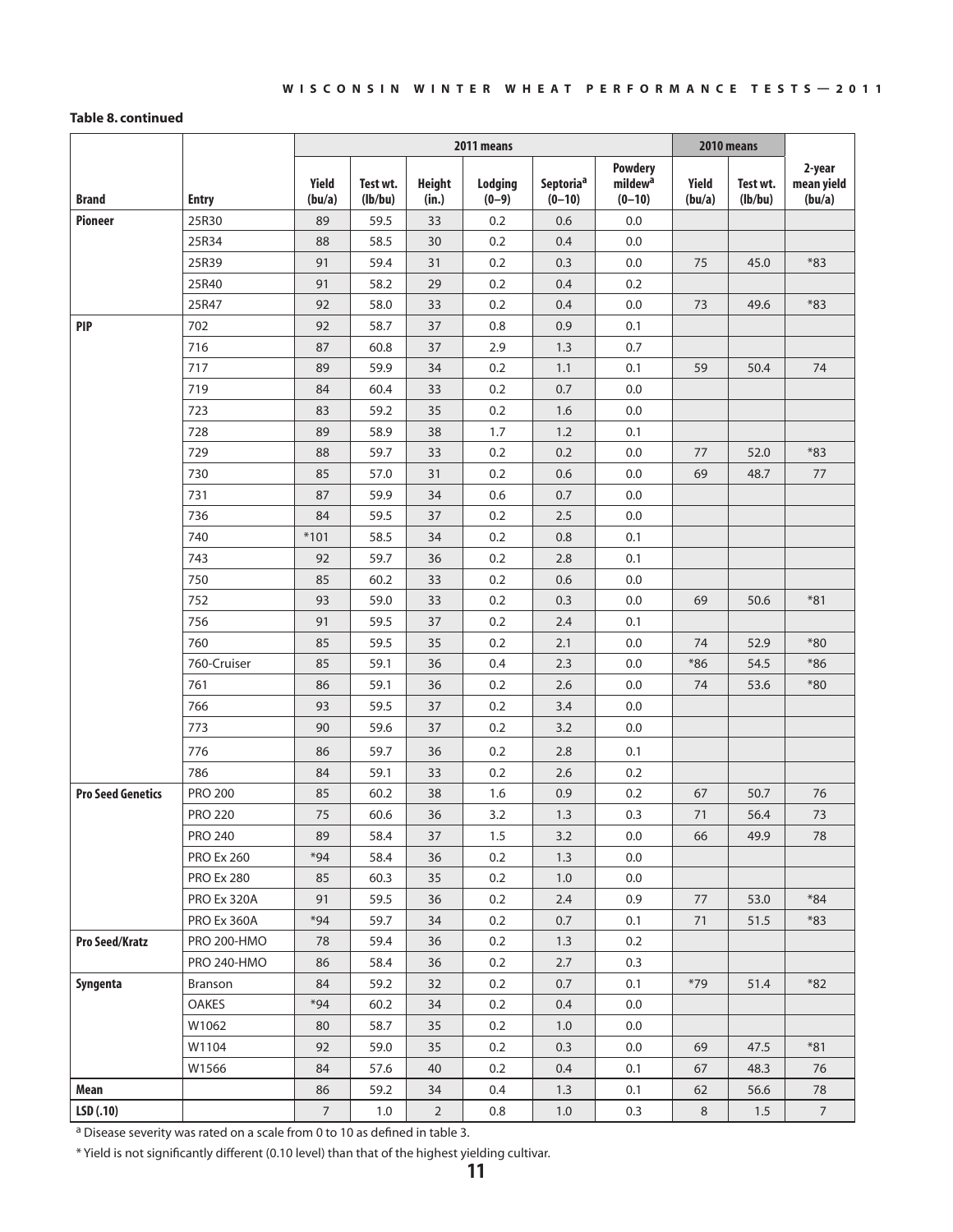**Table 8. continued**

| | | 2011 means | | | | | | 2010 means | | |
|---|---|---|---|---|---|---|---|---|---|---|
| Brand | Entry | Yield (bu/a) | Test wt. (lb/bu) | Height (in.) | Lodging (0–9) | Septoria[a] (0–10) | Powdery mildew[a] (0–10) | Yield (bu/a) | Test wt. (lb/bu) | 2-year mean yield (bu/a) |
| **Pioneer** | 25R30 | 89 | 59.5 | 33 | 0.2 | 0.6 | 0.0 | | | |
| | 25R34 | 88 | 58.5 | 30 | 0.2 | 0.4 | 0.0 | | | |
| | 25R39 | 91 | 59.4 | 31 | 0.2 | 0.3 | 0.0 | 75 | 45.0 | *83 |
| | 25R40 | 91 | 58.2 | 29 | 0.2 | 0.4 | 0.2 | | | |
| | 25R47 | 92 | 58.0 | 33 | 0.2 | 0.4 | 0.0 | 73 | 49.6 | *83 |
| **PIP** | 702 | 92 | 58.7 | 37 | 0.8 | 0.9 | 0.1 | | | |
| | 716 | 87 | 60.8 | 37 | 2.9 | 1.3 | 0.7 | | | |
| | 717 | 89 | 59.9 | 34 | 0.2 | 1.1 | 0.1 | 59 | 50.4 | 74 |
| | 719 | 84 | 60.4 | 33 | 0.2 | 0.7 | 0.0 | | | |
| | 723 | 83 | 59.2 | 35 | 0.2 | 1.6 | 0.0 | | | |
| | 728 | 89 | 58.9 | 38 | 1.7 | 1.2 | 0.1 | | | |
| | 729 | 88 | 59.7 | 33 | 0.2 | 0.2 | 0.0 | 77 | 52.0 | *83 |
| | 730 | 85 | 57.0 | 31 | 0.2 | 0.6 | 0.0 | 69 | 48.7 | 77 |
| | 731 | 87 | 59.9 | 34 | 0.6 | 0.7 | 0.0 | | | |
| | 736 | 84 | 59.5 | 37 | 0.2 | 2.5 | 0.0 | | | |
| | 740 | *101 | 58.5 | 34 | 0.2 | 0.8 | 0.1 | | | |
| | 743 | 92 | 59.7 | 36 | 0.2 | 2.8 | 0.1 | | | |
| | 750 | 85 | 60.2 | 33 | 0.2 | 0.6 | 0.0 | | | |
| | 752 | 93 | 59.0 | 33 | 0.2 | 0.3 | 0.0 | 69 | 50.6 | *81 |
| | 756 | 91 | 59.5 | 37 | 0.2 | 2.4 | 0.1 | | | |
| | 760 | 85 | 59.5 | 35 | 0.2 | 2.1 | 0.0 | 74 | 52.9 | *80 |
| | 760-Cruiser | 85 | 59.1 | 36 | 0.4 | 2.3 | 0.0 | *86 | 54.5 | *86 |
| | 761 | 86 | 59.1 | 36 | 0.2 | 2.6 | 0.0 | 74 | 53.6 | *80 |
| | 766 | 93 | 59.5 | 37 | 0.2 | 3.4 | 0.0 | | | |
| | 773 | 90 | 59.6 | 37 | 0.2 | 3.2 | 0.0 | | | |
| | 776 | 86 | 59.7 | 36 | 0.2 | 2.8 | 0.1 | | | |
| | 786 | 84 | 59.1 | 33 | 0.2 | 2.6 | 0.2 | | | |
| **Pro Seed Genetics** | PRO 200 | 85 | 60.2 | 38 | 1.6 | 0.9 | 0.2 | 67 | 50.7 | 76 |
| | PRO 220 | 75 | 60.6 | 36 | 3.2 | 1.3 | 0.3 | 71 | 56.4 | 73 |
| | PRO 240 | 89 | 58.4 | 37 | 1.5 | 3.2 | 0.0 | 66 | 49.9 | 78 |
| | PRO Ex 260 | *94 | 58.4 | 36 | 0.2 | 1.3 | 0.0 | | | |
| | PRO Ex 280 | 85 | 60.3 | 35 | 0.2 | 1.0 | 0.0 | | | |
| | PRO Ex 320A | 91 | 59.5 | 36 | 0.2 | 2.4 | 0.9 | 77 | 53.0 | *84 |
| | PRO Ex 360A | *94 | 59.7 | 34 | 0.2 | 0.7 | 0.1 | 71 | 51.5 | *83 |
| **Pro Seed/Kratz** | PRO 200-HMO | 78 | 59.4 | 36 | 0.2 | 1.3 | 0.2 | | | |
| | PRO 240-HMO | 86 | 58.4 | 36 | 0.2 | 2.7 | 0.3 | | | |
| **Syngenta** | Branson | 84 | 59.2 | 32 | 0.2 | 0.7 | 0.1 | *79 | 51.4 | *82 |
| | OAKES | *94 | 60.2 | 34 | 0.2 | 0.4 | 0.0 | | | |
| | W1062 | 80 | 58.7 | 35 | 0.2 | 1.0 | 0.0 | | | |
| | W1104 | 92 | 59.0 | 35 | 0.2 | 0.3 | 0.0 | 69 | 47.5 | *81 |
| | W1566 | 84 | 57.6 | 40 | 0.2 | 0.4 | 0.1 | 67 | 48.3 | 76 |
| **Mean** | | 86 | 59.2 | 34 | 0.4 | 1.3 | 0.1 | 62 | 56.6 | 78 |
| **LSD (.10)** | | 7 | 1.0 | 2 | 0.8 | 1.0 | 0.3 | 8 | 1.5 | 7 |

[a] Disease severity was rated on a scale from 0 to 10 as defined in table 3.

* Yield is not significantly different (0.10 level) than that of the highest yielding cultivar.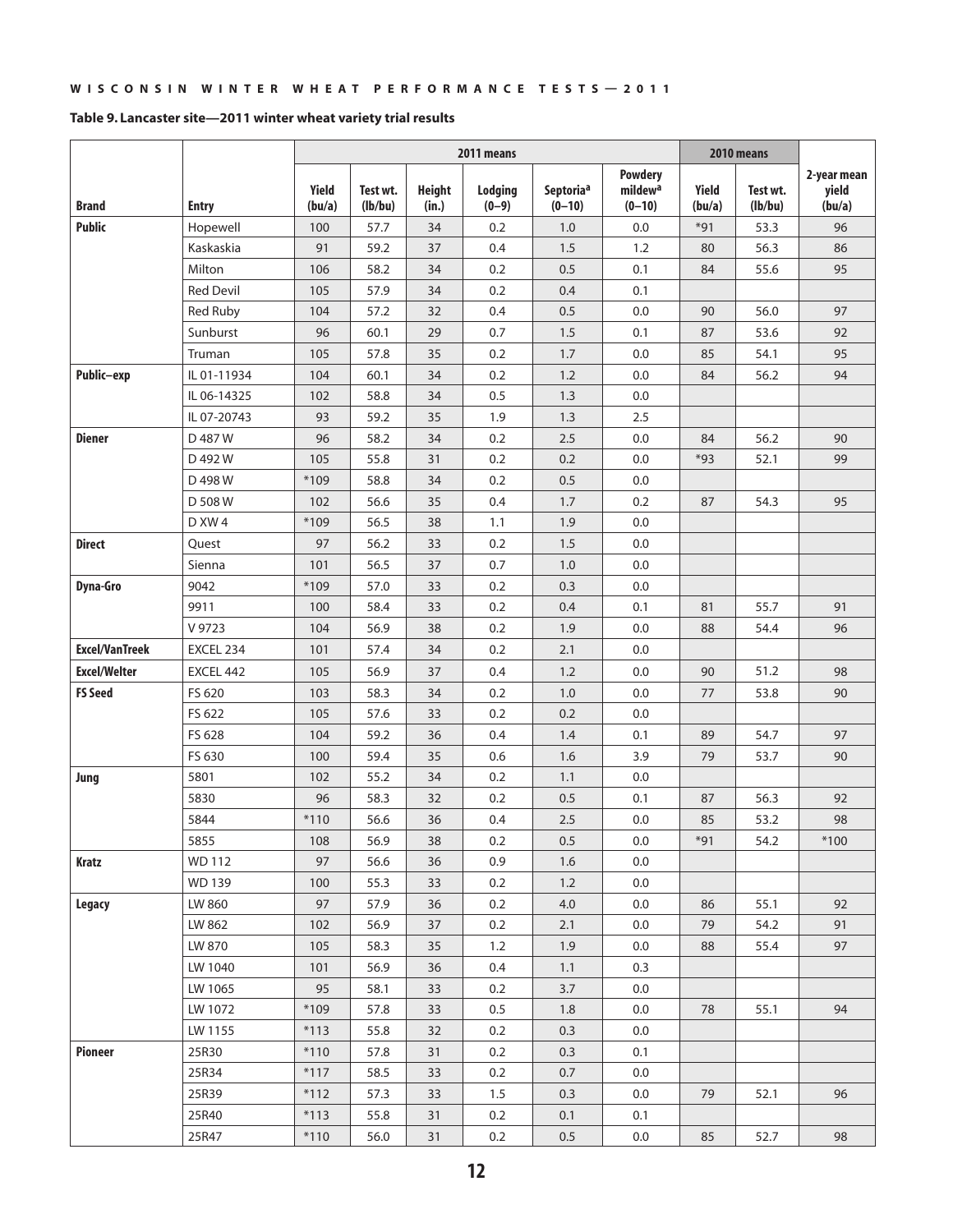**Table 9. Lancaster site—2011 winter wheat variety trial results**

| Brand | Entry | 2011 means | | | | | | 2010 means | | 2-year mean yield (bu/a) |
|---|---|---|---|---|---|---|---|---|---|---|
| | | Yield (bu/a) | Test wt. (lb/bu) | Height (in.) | Lodging (0–9) | Septoria[a] (0–10) | Powdery mildew[a] (0–10) | Yield (bu/a) | Test wt. (lb/bu) | |
| Public | Hopewell | 100 | 57.7 | 34 | 0.2 | 1.0 | 0.0 | *91 | 53.3 | 96 |
| | Kaskaskia | 91 | 59.2 | 37 | 0.4 | 1.5 | 1.2 | 80 | 56.3 | 86 |
| | Milton | 106 | 58.2 | 34 | 0.2 | 0.5 | 0.1 | 84 | 55.6 | 95 |
| | Red Devil | 105 | 57.9 | 34 | 0.2 | 0.4 | 0.1 | | | |
| | Red Ruby | 104 | 57.2 | 32 | 0.4 | 0.5 | 0.0 | 90 | 56.0 | 97 |
| | Sunburst | 96 | 60.1 | 29 | 0.7 | 1.5 | 0.1 | 87 | 53.6 | 92 |
| | Truman | 105 | 57.8 | 35 | 0.2 | 1.7 | 0.0 | 85 | 54.1 | 95 |
| Public–exp | IL 01-11934 | 104 | 60.1 | 34 | 0.2 | 1.2 | 0.0 | 84 | 56.2 | 94 |
| | IL 06-14325 | 102 | 58.8 | 34 | 0.5 | 1.3 | 0.0 | | | |
| | IL 07-20743 | 93 | 59.2 | 35 | 1.9 | 1.3 | 2.5 | | | |
| Diener | D 487 W | 96 | 58.2 | 34 | 0.2 | 2.5 | 0.0 | 84 | 56.2 | 90 |
| | D 492 W | 105 | 55.8 | 31 | 0.2 | 0.2 | 0.0 | *93 | 52.1 | 99 |
| | D 498 W | *109 | 58.8 | 34 | 0.2 | 0.5 | 0.0 | | | |
| | D 508 W | 102 | 56.6 | 35 | 0.4 | 1.7 | 0.2 | 87 | 54.3 | 95 |
| | D XW 4 | *109 | 56.5 | 38 | 1.1 | 1.9 | 0.0 | | | |
| Direct | Quest | 97 | 56.2 | 33 | 0.2 | 1.5 | 0.0 | | | |
| | Sienna | 101 | 56.5 | 37 | 0.7 | 1.0 | 0.0 | | | |
| Dyna-Gro | 9042 | *109 | 57.0 | 33 | 0.2 | 0.3 | 0.0 | | | |
| | 9911 | 100 | 58.4 | 33 | 0.2 | 0.4 | 0.1 | 81 | 55.7 | 91 |
| | V 9723 | 104 | 56.9 | 38 | 0.2 | 1.9 | 0.0 | 88 | 54.4 | 96 |
| Excel/VanTreek | EXCEL 234 | 101 | 57.4 | 34 | 0.2 | 2.1 | 0.0 | | | |
| Excel/Welter | EXCEL 442 | 105 | 56.9 | 37 | 0.4 | 1.2 | 0.0 | 90 | 51.2 | 98 |
| FS Seed | FS 620 | 103 | 58.3 | 34 | 0.2 | 1.0 | 0.0 | 77 | 53.8 | 90 |
| | FS 622 | 105 | 57.6 | 33 | 0.2 | 0.2 | 0.0 | | | |
| | FS 628 | 104 | 59.2 | 36 | 0.4 | 1.4 | 0.1 | 89 | 54.7 | 97 |
| | FS 630 | 100 | 59.4 | 35 | 0.6 | 1.6 | 3.9 | 79 | 53.7 | 90 |
| Jung | 5801 | 102 | 55.2 | 34 | 0.2 | 1.1 | 0.0 | | | |
| | 5830 | 96 | 58.3 | 32 | 0.2 | 0.5 | 0.1 | 87 | 56.3 | 92 |
| | 5844 | *110 | 56.6 | 36 | 0.4 | 2.5 | 0.0 | 85 | 53.2 | 98 |
| | 5855 | 108 | 56.9 | 38 | 0.2 | 0.5 | 0.0 | *91 | 54.2 | *100 |
| Kratz | WD 112 | 97 | 56.6 | 36 | 0.9 | 1.6 | 0.0 | | | |
| | WD 139 | 100 | 55.3 | 33 | 0.2 | 1.2 | 0.0 | | | |
| Legacy | LW 860 | 97 | 57.9 | 36 | 0.2 | 4.0 | 0.0 | 86 | 55.1 | 92 |
| | LW 862 | 102 | 56.9 | 37 | 0.2 | 2.1 | 0.0 | 79 | 54.2 | 91 |
| | LW 870 | 105 | 58.3 | 35 | 1.2 | 1.9 | 0.0 | 88 | 55.4 | 97 |
| | LW 1040 | 101 | 56.9 | 36 | 0.4 | 1.1 | 0.3 | | | |
| | LW 1065 | 95 | 58.1 | 33 | 0.2 | 3.7 | 0.0 | | | |
| | LW 1072 | *109 | 57.8 | 33 | 0.5 | 1.8 | 0.0 | 78 | 55.1 | 94 |
| | LW 1155 | *113 | 55.8 | 32 | 0.2 | 0.3 | 0.0 | | | |
| Pioneer | 25R30 | *110 | 57.8 | 31 | 0.2 | 0.3 | 0.1 | | | |
| | 25R34 | *117 | 58.5 | 33 | 0.2 | 0.7 | 0.0 | | | |
| | 25R39 | *112 | 57.3 | 33 | 1.5 | 0.3 | 0.0 | 79 | 52.1 | 96 |
| | 25R40 | *113 | 55.8 | 31 | 0.2 | 0.1 | 0.1 | | | |
| | 25R47 | *110 | 56.0 | 31 | 0.2 | 0.5 | 0.0 | 85 | 52.7 | 98 |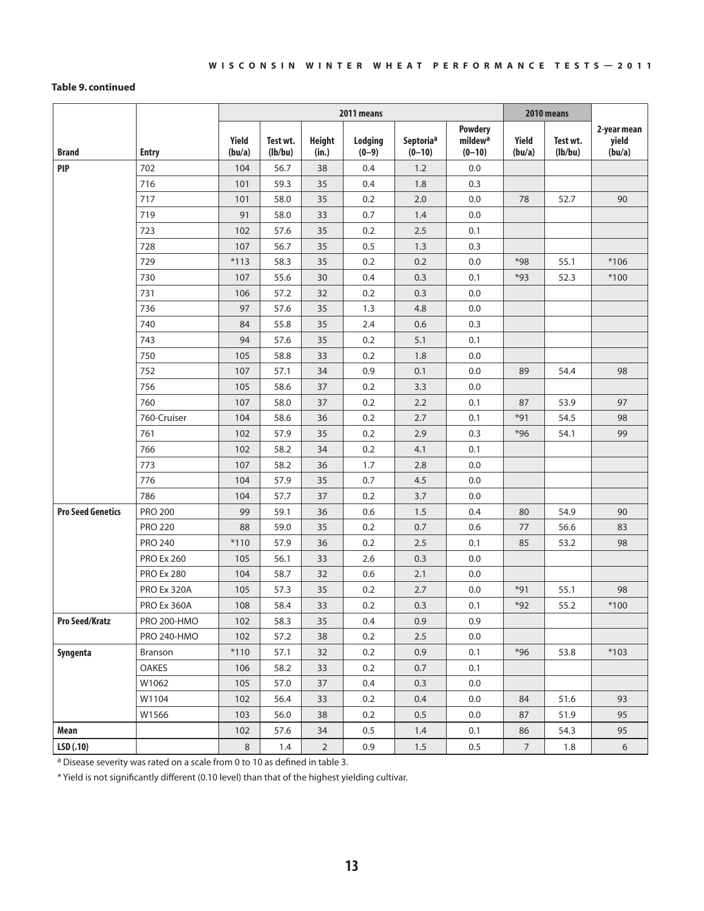**Table 9. continued**

| Brand | Entry | 2011 means | | | | | | 2010 means | | |
|---|---|---|---|---|---|---|---|---|---|---|
| | | Yield (bu/a) | Test wt. (lb/bu) | Height (in.) | Lodging (0–9) | Septoria[a] (0–10) | Powdery mildew[a] (0–10) | Yield (bu/a) | Test wt. (lb/bu) | 2-year mean yield (bu/a) |
| PIP | 702 | 104 | 56.7 | 38 | 0.4 | 1.2 | 0.0 | | | |
| | 716 | 101 | 59.3 | 35 | 0.4 | 1.8 | 0.3 | | | |
| | 717 | 101 | 58.0 | 35 | 0.2 | 2.0 | 0.0 | 78 | 52.7 | 90 |
| | 719 | 91 | 58.0 | 33 | 0.7 | 1.4 | 0.0 | | | |
| | 723 | 102 | 57.6 | 35 | 0.2 | 2.5 | 0.1 | | | |
| | 728 | 107 | 56.7 | 35 | 0.5 | 1.3 | 0.3 | | | |
| | 729 | *113 | 58.3 | 35 | 0.2 | 0.2 | 0.0 | *98 | 55.1 | *106 |
| | 730 | 107 | 55.6 | 30 | 0.4 | 0.3 | 0.1 | *93 | 52.3 | *100 |
| | 731 | 106 | 57.2 | 32 | 0.2 | 0.3 | 0.0 | | | |
| | 736 | 97 | 57.6 | 35 | 1.3 | 4.8 | 0.0 | | | |
| | 740 | 84 | 55.8 | 35 | 2.4 | 0.6 | 0.3 | | | |
| | 743 | 94 | 57.6 | 35 | 0.2 | 5.1 | 0.1 | | | |
| | 750 | 105 | 58.8 | 33 | 0.2 | 1.8 | 0.0 | | | |
| | 752 | 107 | 57.1 | 34 | 0.9 | 0.1 | 0.0 | 89 | 54.4 | 98 |
| | 756 | 105 | 58.6 | 37 | 0.2 | 3.3 | 0.0 | | | |
| | 760 | 107 | 58.0 | 37 | 0.2 | 2.2 | 0.1 | 87 | 53.9 | 97 |
| | 760-Cruiser | 104 | 58.6 | 36 | 0.2 | 2.7 | 0.1 | *91 | 54.5 | 98 |
| | 761 | 102 | 57.9 | 35 | 0.2 | 2.9 | 0.3 | *96 | 54.1 | 99 |
| | 766 | 102 | 58.2 | 34 | 0.2 | 4.1 | 0.1 | | | |
| | 773 | 107 | 58.2 | 36 | 1.7 | 2.8 | 0.0 | | | |
| | 776 | 104 | 57.9 | 35 | 0.7 | 4.5 | 0.0 | | | |
| | 786 | 104 | 57.7 | 37 | 0.2 | 3.7 | 0.0 | | | |
| Pro Seed Genetics | PRO 200 | 99 | 59.1 | 36 | 0.6 | 1.5 | 0.4 | 80 | 54.9 | 90 |
| | PRO 220 | 88 | 59.0 | 35 | 0.2 | 0.7 | 0.6 | 77 | 56.6 | 83 |
| | PRO 240 | *110 | 57.9 | 36 | 0.2 | 2.5 | 0.1 | 85 | 53.2 | 98 |
| | PRO Ex 260 | 105 | 56.1 | 33 | 2.6 | 0.3 | 0.0 | | | |
| | PRO Ex 280 | 104 | 58.7 | 32 | 0.6 | 2.1 | 0.0 | | | |
| | PRO Ex 320A | 105 | 57.3 | 35 | 0.2 | 2.7 | 0.0 | *91 | 55.1 | 98 |
| | PRO Ex 360A | 108 | 58.4 | 33 | 0.2 | 0.3 | 0.1 | *92 | 55.2 | *100 |
| Pro Seed/Kratz | PRO 200-HMO | 102 | 58.3 | 35 | 0.4 | 0.9 | 0.9 | | | |
| | PRO 240-HMO | 102 | 57.2 | 38 | 0.2 | 2.5 | 0.0 | | | |
| Syngenta | Branson | *110 | 57.1 | 32 | 0.2 | 0.9 | 0.1 | *96 | 53.8 | *103 |
| | OAKES | 106 | 58.2 | 33 | 0.2 | 0.7 | 0.1 | | | |
| | W1062 | 105 | 57.0 | 37 | 0.4 | 0.3 | 0.0 | | | |
| | W1104 | 102 | 56.4 | 33 | 0.2 | 0.4 | 0.0 | 84 | 51.6 | 93 |
| | W1566 | 103 | 56.0 | 38 | 0.2 | 0.5 | 0.0 | 87 | 51.9 | 95 |
| Mean | | 102 | 57.6 | 34 | 0.5 | 1.4 | 0.1 | 86 | 54.3 | 95 |
| LSD (.10) | | 8 | 1.4 | 2 | 0.9 | 1.5 | 0.5 | 7 | 1.8 | 6 |

[a] Disease severity was rated on a scale from 0 to 10 as defined in table 3.

* Yield is not significantly different (0.10 level) than that of the highest yielding cultivar.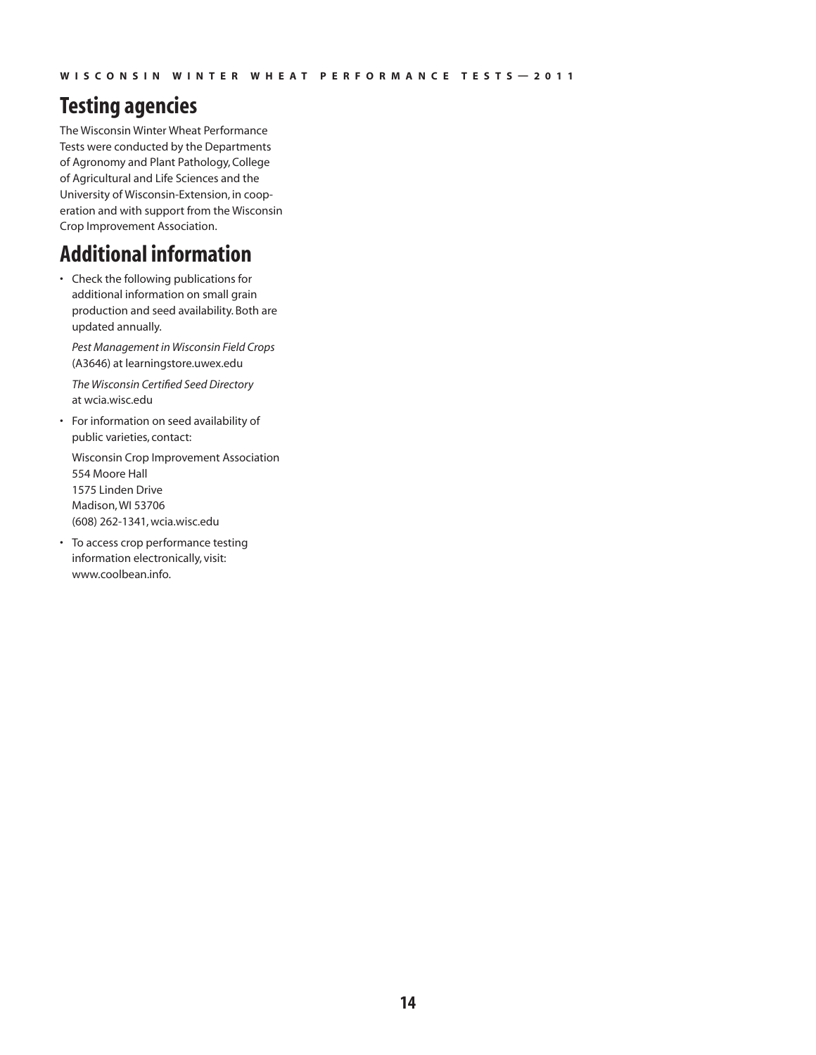## Testing agencies

The Wisconsin Winter Wheat Performance Tests were conducted by the Departments of Agronomy and Plant Pathology, College of Agricultural and Life Sciences and the University of Wisconsin-Extension, in cooperation and with support from the Wisconsin Crop Improvement Association.

## Additional information

- Check the following publications for additional information on small grain production and seed availability. Both are updated annually.

  *Pest Management in Wisconsin Field Crops* (A3646) at learningstore.uwex.edu

  *The Wisconsin Certified Seed Directory* at wcia.wisc.edu

- For information on seed availability of public varieties, contact:

  Wisconsin Crop Improvement Association
  554 Moore Hall
  1575 Linden Drive
  Madison, WI 53706
  (608) 262-1341, wcia.wisc.edu

- To access crop performance testing information electronically, visit: www.coolbean.info.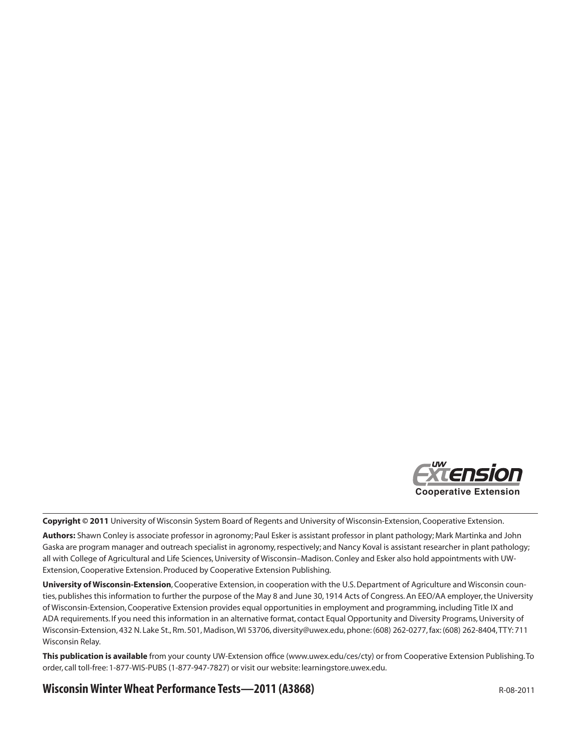**Copyright © 2011** University of Wisconsin System Board of Regents and University of Wisconsin-Extension, Cooperative Extension.

**Authors:** Shawn Conley is associate professor in agronomy; Paul Esker is assistant professor in plant pathology; Mark Martinka and John Gaska are program manager and outreach specialist in agronomy, respectively; and Nancy Koval is assistant researcher in plant pathology; all with College of Agricultural and Life Sciences, University of Wisconsin–Madison. Conley and Esker also hold appointments with UW-Extension, Cooperative Extension. Produced by Cooperative Extension Publishing.

**University of Wisconsin-Extension**, Cooperative Extension, in cooperation with the U.S. Department of Agriculture and Wisconsin counties, publishes this information to further the purpose of the May 8 and June 30, 1914 Acts of Congress. An EEO/AA employer, the University of Wisconsin-Extension, Cooperative Extension provides equal opportunities in employment and programming, including Title IX and ADA requirements. If you need this information in an alternative format, contact Equal Opportunity and Diversity Programs, University of Wisconsin-Extension, 432 N. Lake St., Rm. 501, Madison, WI 53706, diversity@uwex.edu, phone: (608) 262-0277, fax: (608) 262-8404, TTY: 711 Wisconsin Relay.

**This publication is available** from your county UW-Extension office (www.uwex.edu/ces/cty) or from Cooperative Extension Publishing. To order, call toll-free: 1-877-WIS-PUBS (1-877-947-7827) or visit our website: learningstore.uwex.edu.

**Wisconsin Winter Wheat Performance Tests—2011 (A3868)** R-08-2011